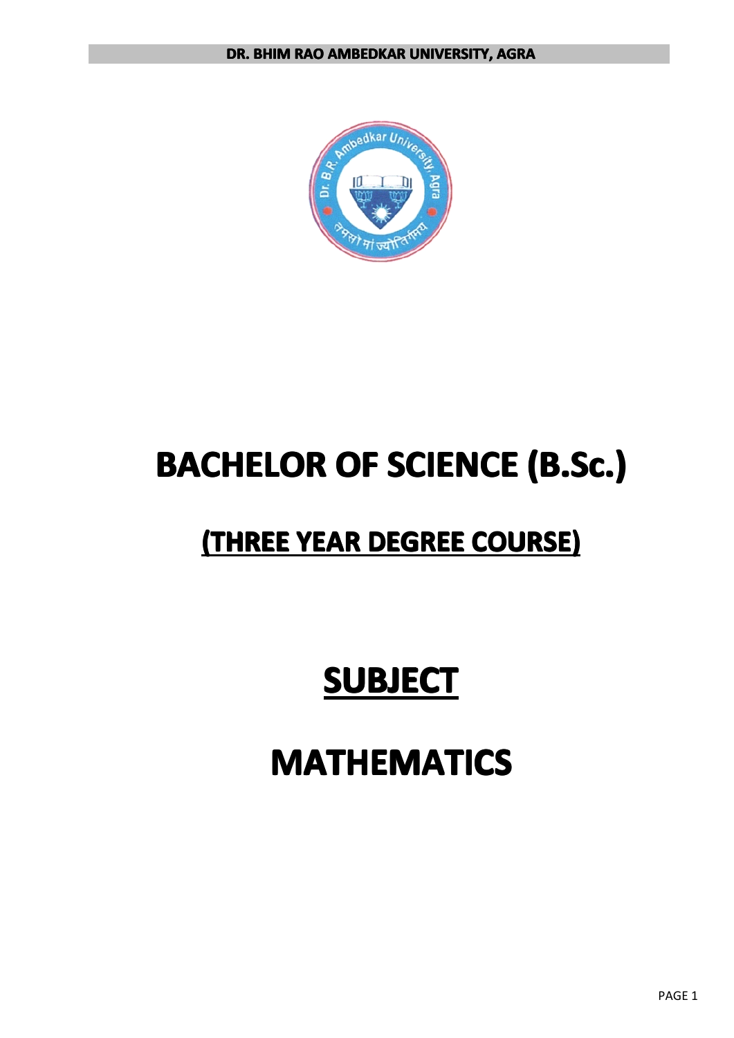DR. BHIM RAO AMBEDKAR UNIVERSITY, AGRA

# BACHELOR OF SCIENCE (B.Sc.)

## (THREE YEAR DEGREE COURSE)

# SUBJECT

# MATHEMATICS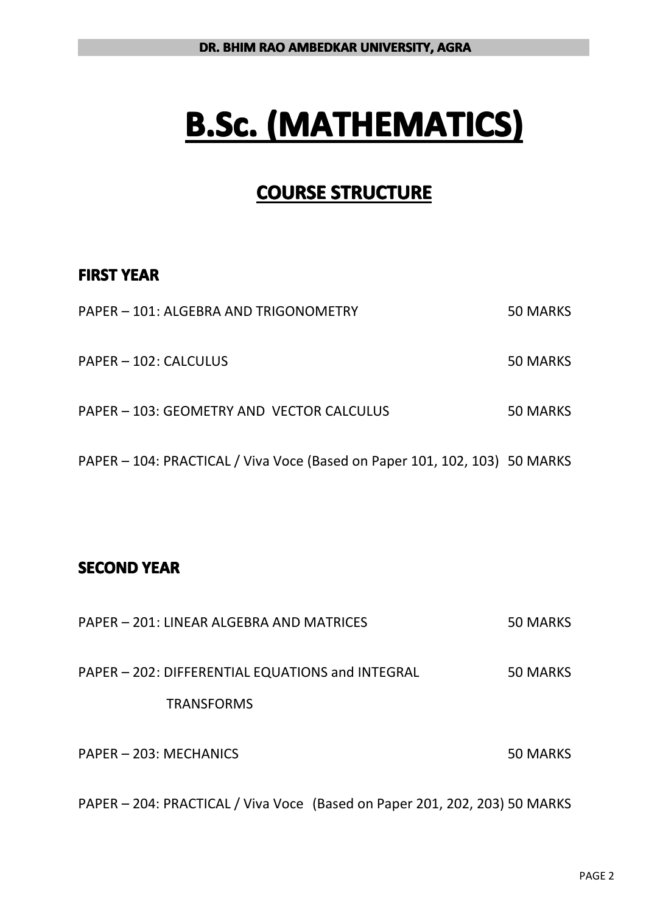# B.Sc. (MATHEMATICS)

## COURSE STRUCTURE

### FIRST YEAR

| Paper | Marks |
|---|---|
| PAPER – 101: ALGEBRA AND TRIGONOMETRY | 50 MARKS |
| PAPER – 102: CALCULUS | 50 MARKS |
| PAPER – 103: GEOMETRY AND VECTOR CALCULUS | 50 MARKS |
| PAPER – 104: PRACTICAL / Viva Voce (Based on Paper 101, 102, 103) | 50 MARKS |

### SECOND YEAR

| Paper | Marks |
|---|---|
| PAPER – 201: LINEAR ALGEBRA AND MATRICES | 50 MARKS |
| PAPER – 202: DIFFERENTIAL EQUATIONS and INTEGRAL TRANSFORMS | 50 MARKS |
| PAPER – 203: MECHANICS | 50 MARKS |
| PAPER – 204: PRACTICAL / Viva Voce (Based on Paper 201, 202, 203) | 50 MARKS |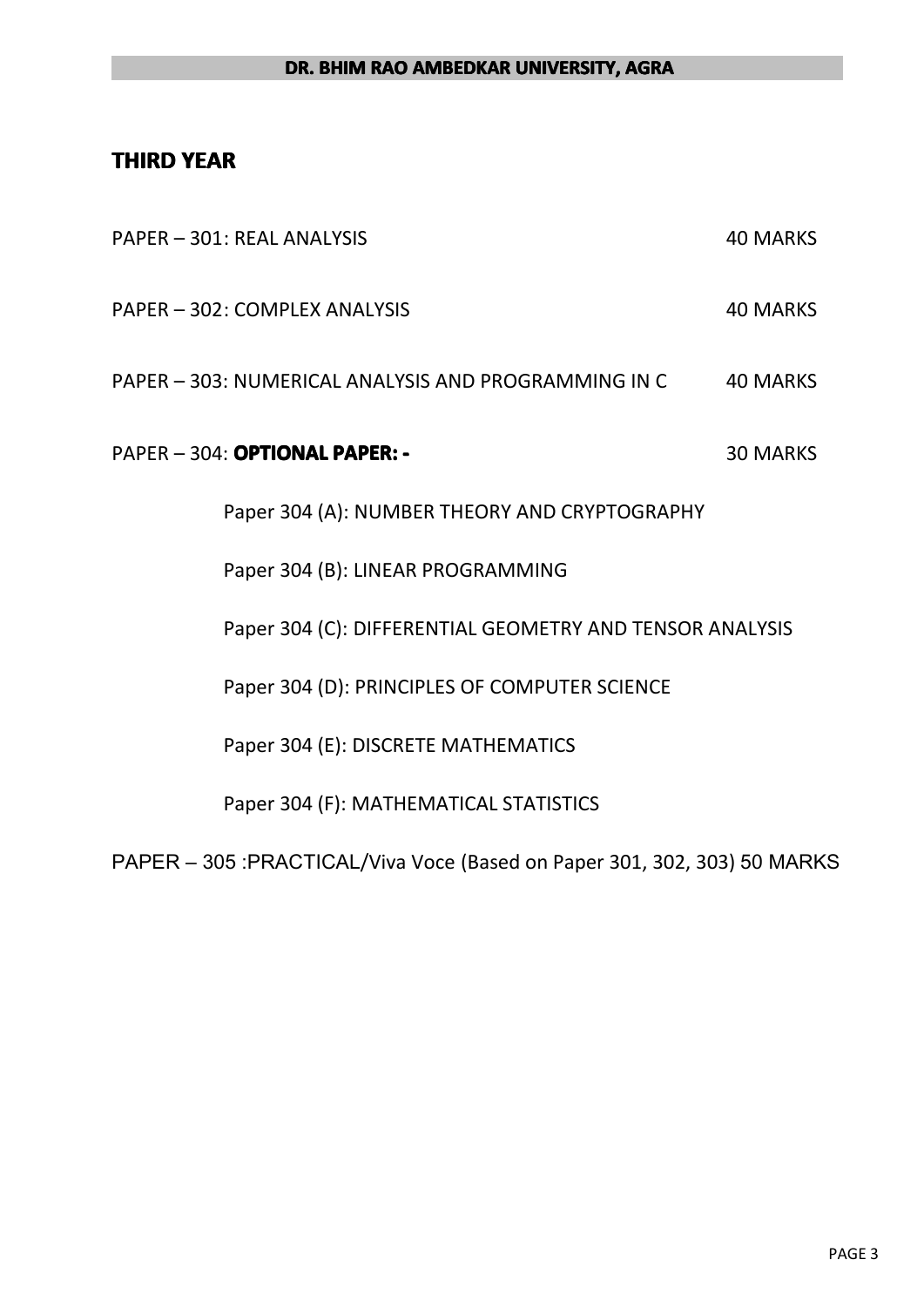## THIRD YEAR

PAPER – 301: REAL ANALYSIS 40 MARKS

PAPER – 302: COMPLEX ANALYSIS 40 MARKS

PAPER – 303: NUMERICAL ANALYSIS AND PROGRAMMING IN C 40 MARKS

PAPER – 304: **OPTIONAL PAPER: -** 30 MARKS

- Paper 304 (A): NUMBER THEORY AND CRYPTOGRAPHY
- Paper 304 (B): LINEAR PROGRAMMING
- Paper 304 (C): DIFFERENTIAL GEOMETRY AND TENSOR ANALYSIS
- Paper 304 (D): PRINCIPLES OF COMPUTER SCIENCE
- Paper 304 (E): DISCRETE MATHEMATICS
- Paper 304 (F): MATHEMATICAL STATISTICS

PAPER – 305 :PRACTICAL/Viva Voce (Based on Paper 301, 302, 303) 50 MARKS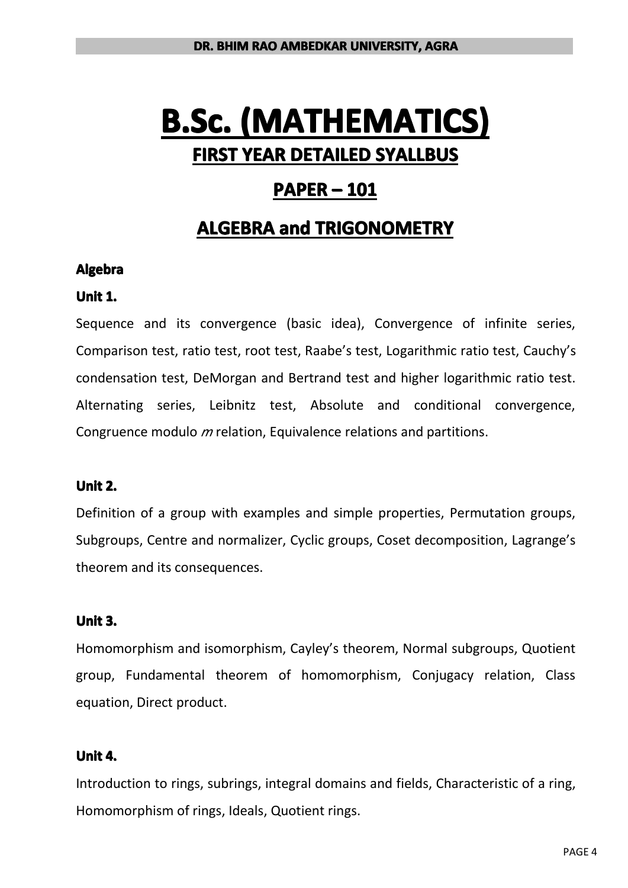# B.Sc. (MATHEMATICS)

## FIRST YEAR DETAILED SYALLBUS

## PAPER – 101

## ALGEBRA and TRIGONOMETRY

**Algebra**

**Unit 1.**

Sequence and its convergence (basic idea), Convergence of infinite series, Comparison test, ratio test, root test, Raabe's test, Logarithmic ratio test, Cauchy's condensation test, DeMorgan and Bertrand test and higher logarithmic ratio test. Alternating series, Leibnitz test, Absolute and conditional convergence, Congruence modulo $m$ relation, Equivalence relations and partitions.

**Unit 2.**

Definition of a group with examples and simple properties, Permutation groups, Subgroups, Centre and normalizer, Cyclic groups, Coset decomposition, Lagrange's theorem and its consequences.

**Unit 3.**

Homomorphism and isomorphism, Cayley's theorem, Normal subgroups, Quotient group, Fundamental theorem of homomorphism, Conjugacy relation, Class equation, Direct product.

**Unit 4.**

Introduction to rings, subrings, integral domains and fields, Characteristic of a ring, Homomorphism of rings, Ideals, Quotient rings.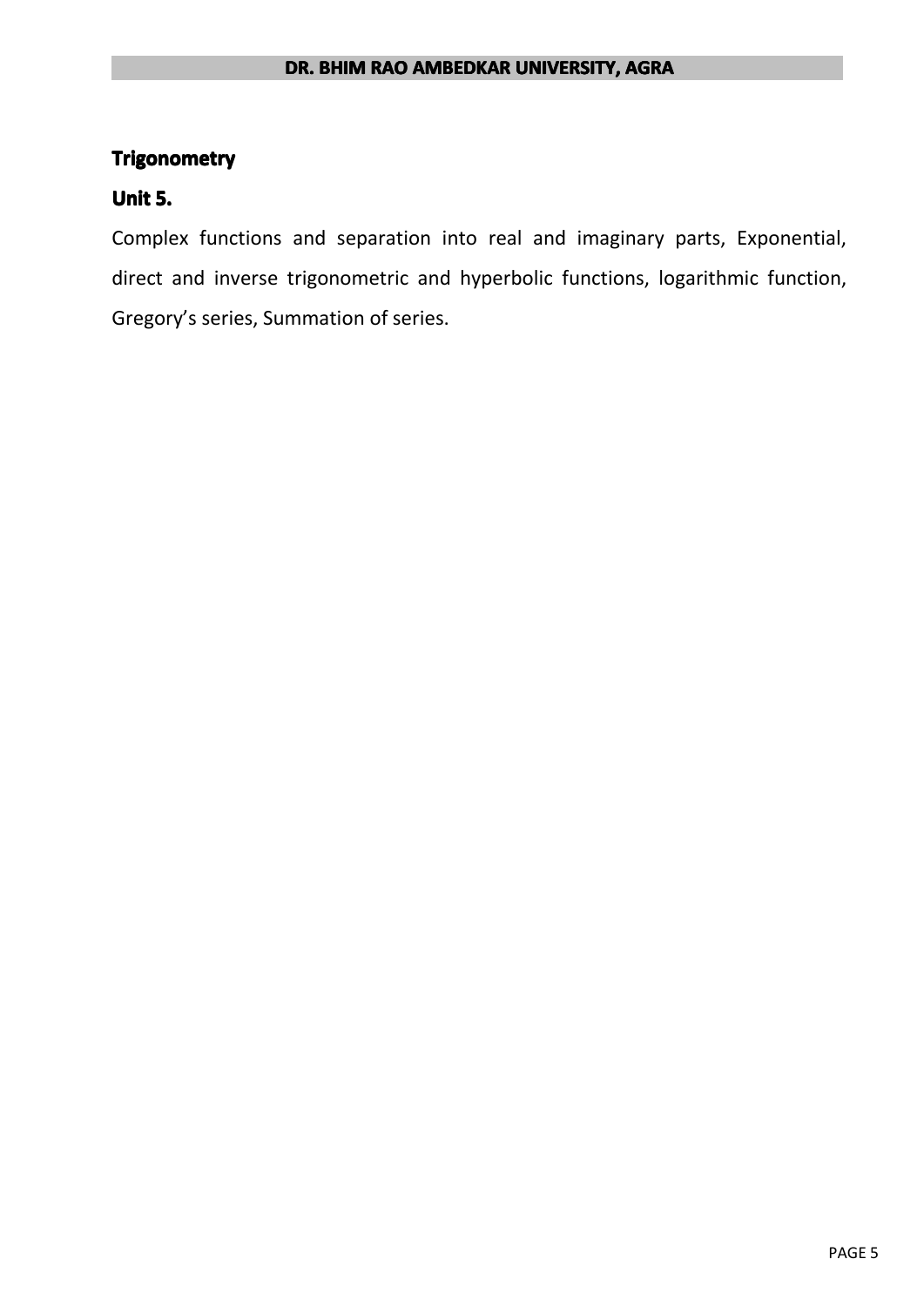## Trigonometry

### Unit 5.

Complex functions and separation into real and imaginary parts, Exponential, direct and inverse trigonometric and hyperbolic functions, logarithmic function, Gregory's series, Summation of series.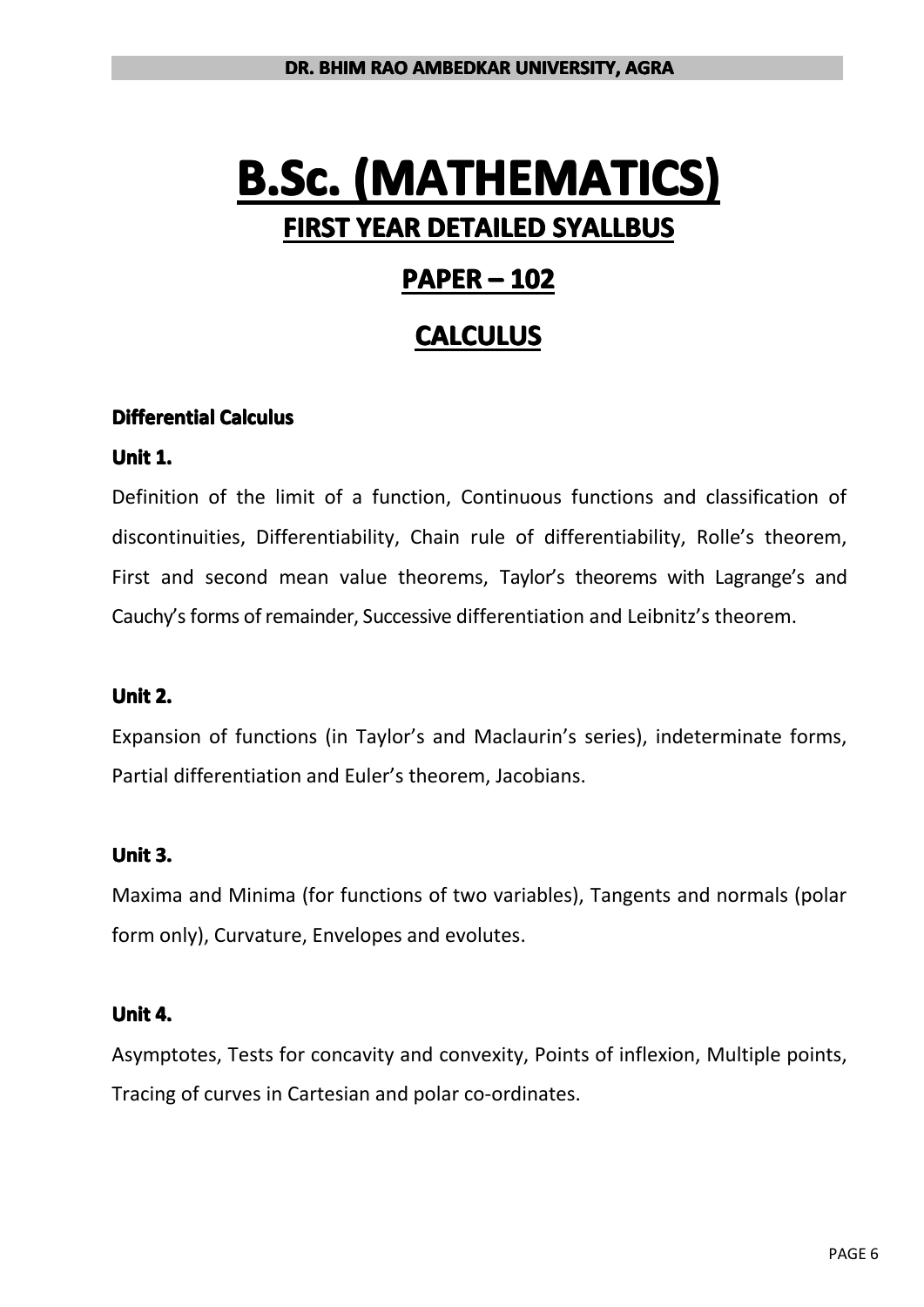# B.Sc. (MATHEMATICS)

## FIRST YEAR DETAILED SYALLBUS

## PAPER – 102

## CALCULUS

### Differential Calculus

#### Unit 1.

Definition of the limit of a function, Continuous functions and classification of discontinuities, Differentiability, Chain rule of differentiability, Rolle's theorem, First and second mean value theorems, Taylor's theorems with Lagrange's and Cauchy's forms of remainder, Successive differentiation and Leibnitz's theorem.

#### Unit 2.

Expansion of functions (in Taylor's and Maclaurin's series), indeterminate forms, Partial differentiation and Euler's theorem, Jacobians.

#### Unit 3.

Maxima and Minima (for functions of two variables), Tangents and normals (polar form only), Curvature, Envelopes and evolutes.

#### Unit 4.

Asymptotes, Tests for concavity and convexity, Points of inflexion, Multiple points, Tracing of curves in Cartesian and polar co-ordinates.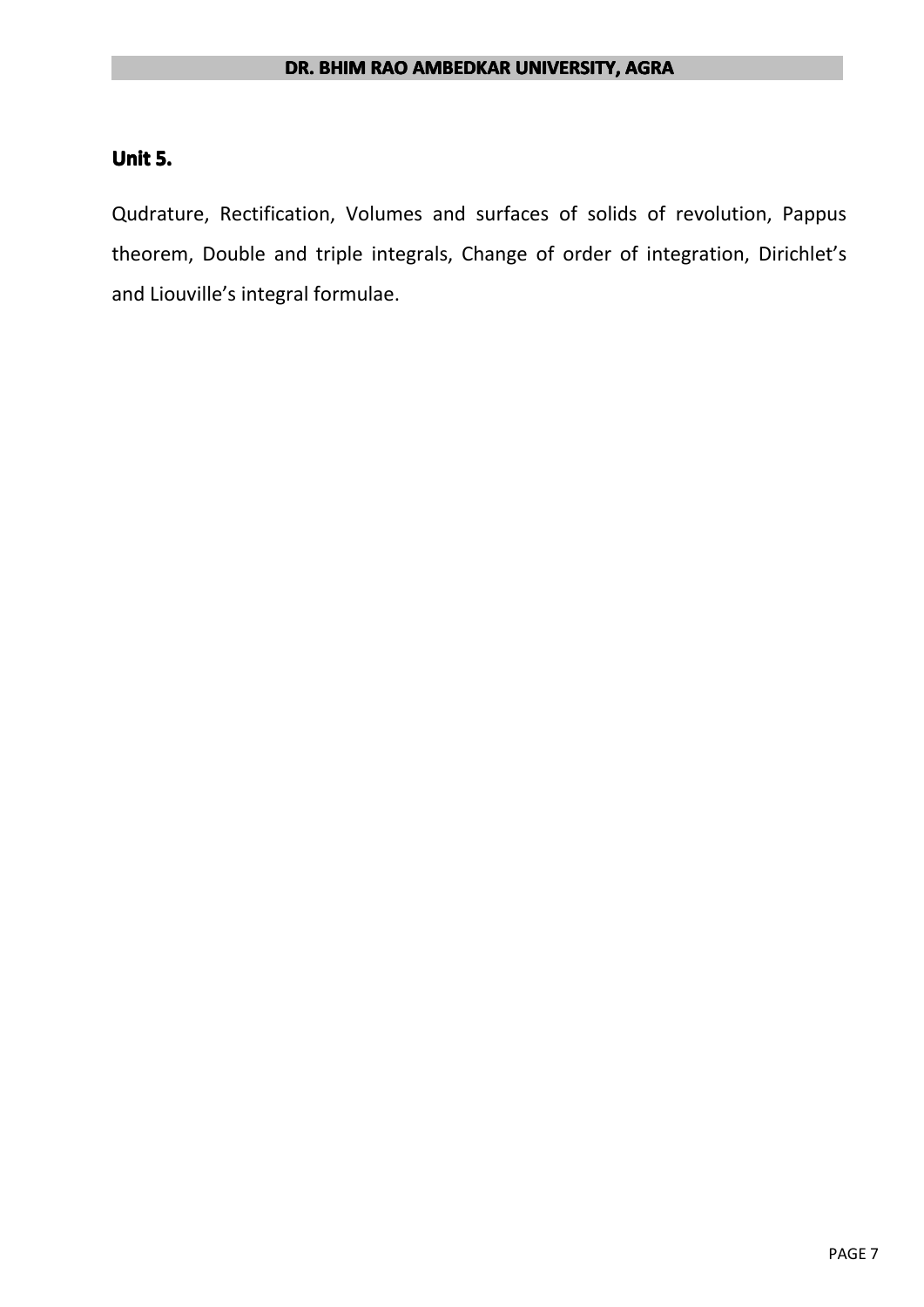## Unit 5.

Qudrature, Rectification, Volumes and surfaces of solids of revolution, Pappus theorem, Double and triple integrals, Change of order of integration, Dirichlet's and Liouville's integral formulae.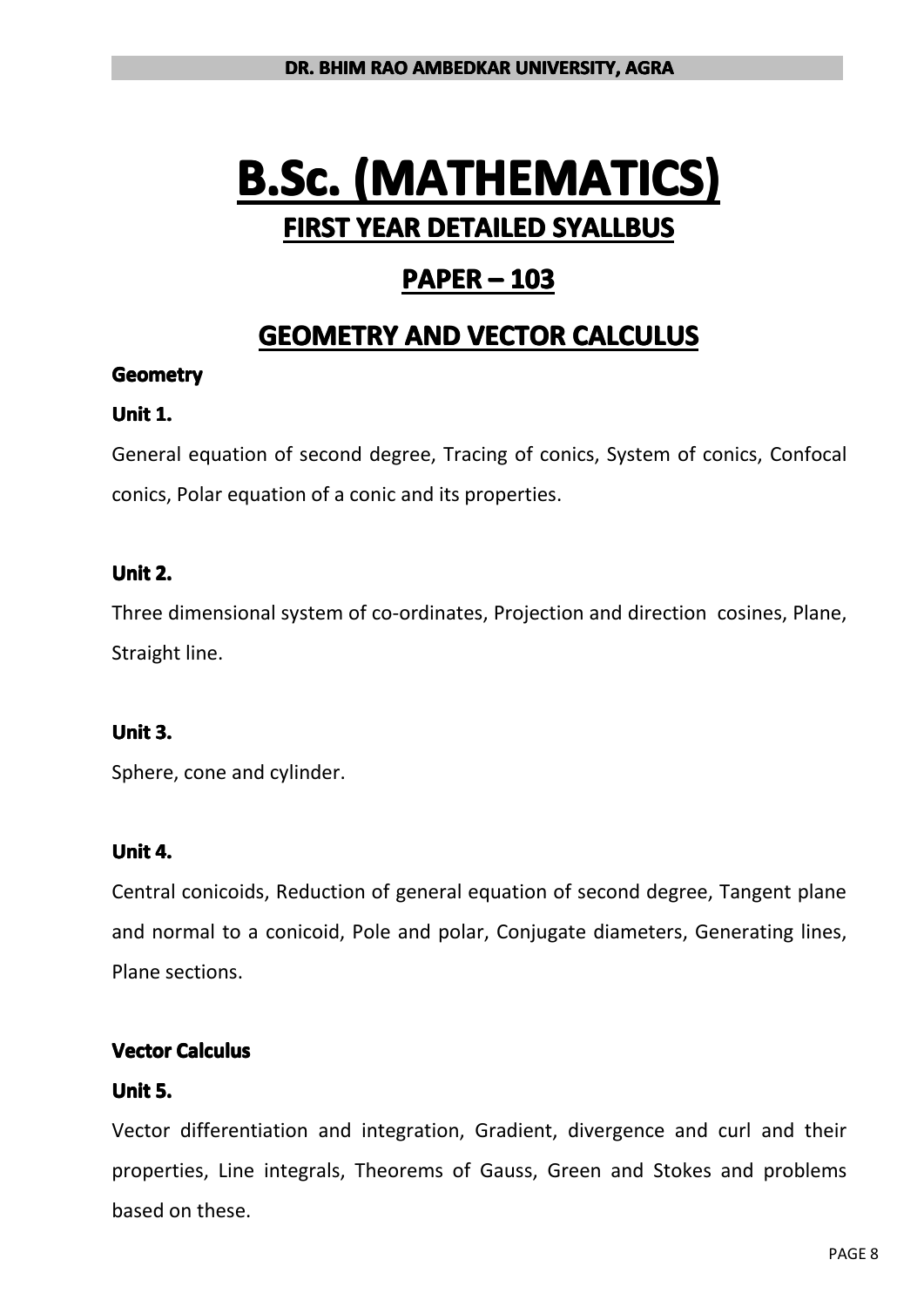# B.Sc. (MATHEMATICS)

## FIRST YEAR DETAILED SYALLBUS

## PAPER – 103

## GEOMETRY AND VECTOR CALCULUS

**Geometry**

**Unit 1.**

General equation of second degree, Tracing of conics, System of conics, Confocal conics, Polar equation of a conic and its properties.

**Unit 2.**

Three dimensional system of co-ordinates, Projection and direction cosines, Plane, Straight line.

**Unit 3.**

Sphere, cone and cylinder.

**Unit 4.**

Central conicoids, Reduction of general equation of second degree, Tangent plane and normal to a conicoid, Pole and polar, Conjugate diameters, Generating lines, Plane sections.

**Vector Calculus**

**Unit 5.**

Vector differentiation and integration, Gradient, divergence and curl and their properties, Line integrals, Theorems of Gauss, Green and Stokes and problems based on these.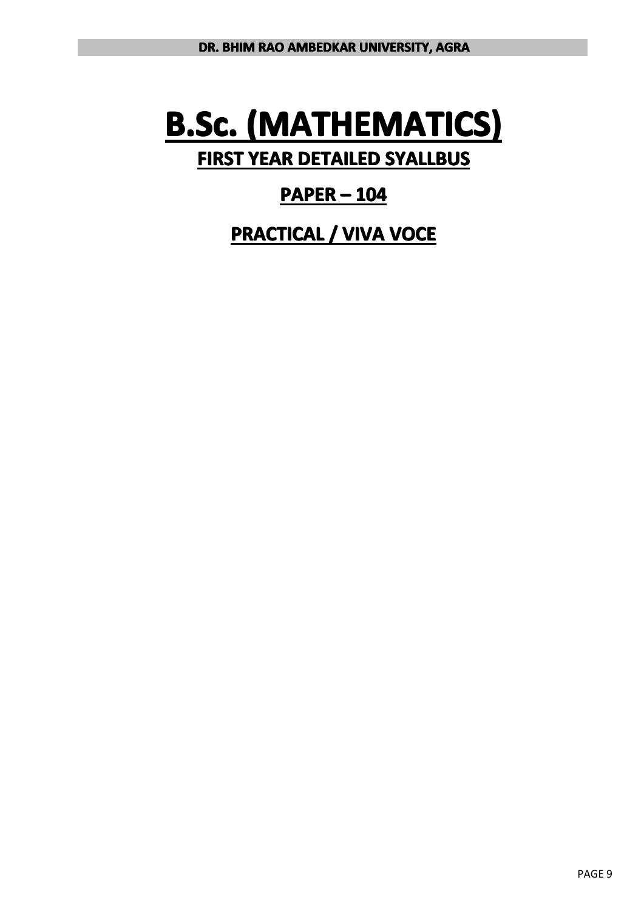# B.Sc. (MATHEMATICS)

## FIRST YEAR DETAILED SYALLBUS

## PAPER – 104

## PRACTICAL / VIVA VOCE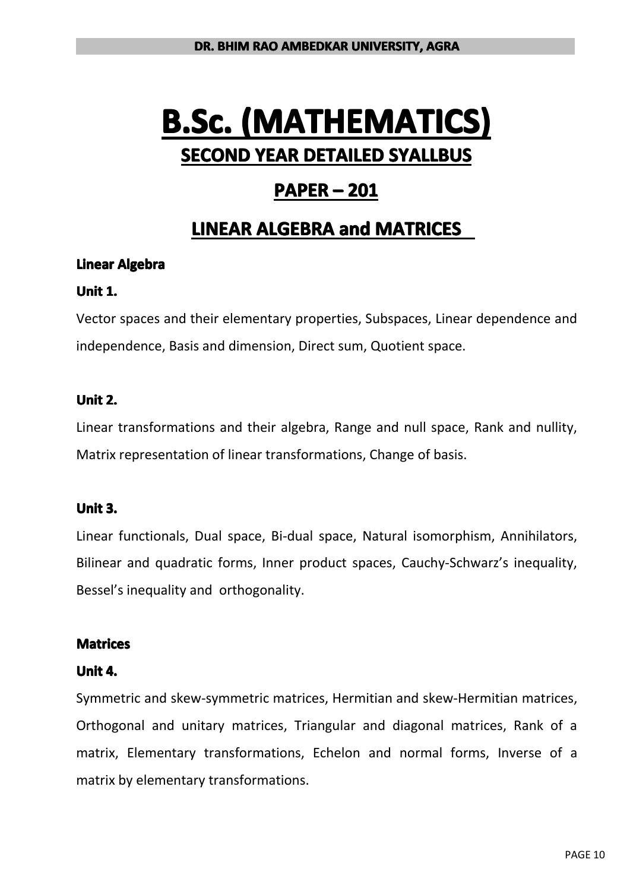# B.Sc. (MATHEMATICS)

## SECOND YEAR DETAILED SYALLBUS

## PAPER – 201

## LINEAR ALGEBRA and MATRICES

### Linear Algebra

**Unit 1.**

Vector spaces and their elementary properties, Subspaces, Linear dependence and independence, Basis and dimension, Direct sum, Quotient space.

**Unit 2.**

Linear transformations and their algebra, Range and null space, Rank and nullity, Matrix representation of linear transformations, Change of basis.

**Unit 3.**

Linear functionals, Dual space, Bi-dual space, Natural isomorphism, Annihilators, Bilinear and quadratic forms, Inner product spaces, Cauchy-Schwarz's inequality, Bessel's inequality and orthogonality.

### Matrices

**Unit 4.**

Symmetric and skew-symmetric matrices, Hermitian and skew-Hermitian matrices, Orthogonal and unitary matrices, Triangular and diagonal matrices, Rank of a matrix, Elementary transformations, Echelon and normal forms, Inverse of a matrix by elementary transformations.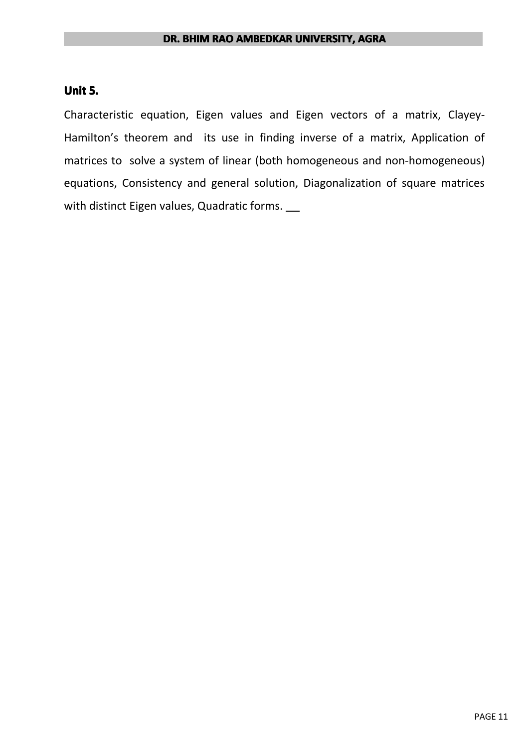**Unit 5.**

Characteristic equation, Eigen values and Eigen vectors of a matrix, Clayey-Hamilton's theorem and its use in finding inverse of a matrix, Application of matrices to solve a system of linear (both homogeneous and non-homogeneous) equations, Consistency and general solution, Diagonalization of square matrices with distinct Eigen values, Quadratic forms.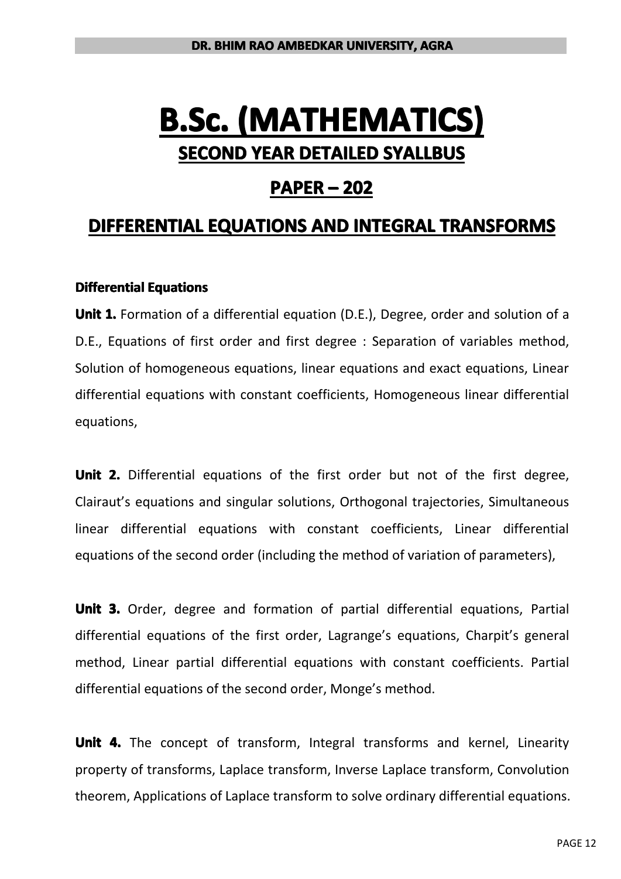# B.Sc. (MATHEMATICS)

## SECOND YEAR DETAILED SYALLBUS

## PAPER – 202

## DIFFERENTIAL EQUATIONS AND INTEGRAL TRANSFORMS

**Differential Equations**

**Unit 1.** Formation of a differential equation (D.E.), Degree, order and solution of a D.E., Equations of first order and first degree : Separation of variables method, Solution of homogeneous equations, linear equations and exact equations, Linear differential equations with constant coefficients, Homogeneous linear differential equations,

**Unit 2.** Differential equations of the first order but not of the first degree, Clairaut's equations and singular solutions, Orthogonal trajectories, Simultaneous linear differential equations with constant coefficients, Linear differential equations of the second order (including the method of variation of parameters),

**Unit 3.** Order, degree and formation of partial differential equations, Partial differential equations of the first order, Lagrange's equations, Charpit's general method, Linear partial differential equations with constant coefficients. Partial differential equations of the second order, Monge's method.

**Unit 4.** The concept of transform, Integral transforms and kernel, Linearity property of transforms, Laplace transform, Inverse Laplace transform, Convolution theorem, Applications of Laplace transform to solve ordinary differential equations.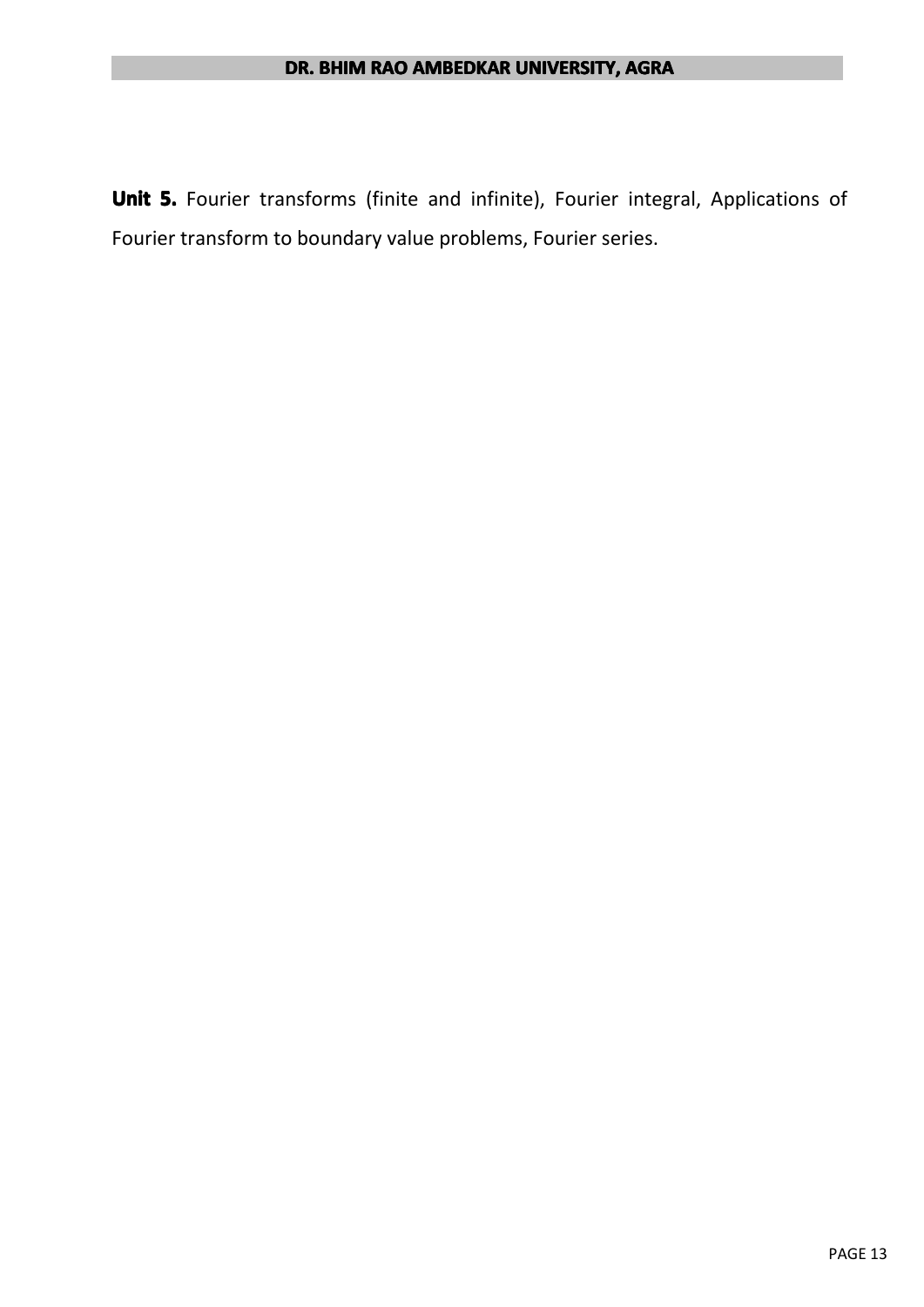**Unit 5.** Fourier transforms (finite and infinite), Fourier integral, Applications of Fourier transform to boundary value problems, Fourier series.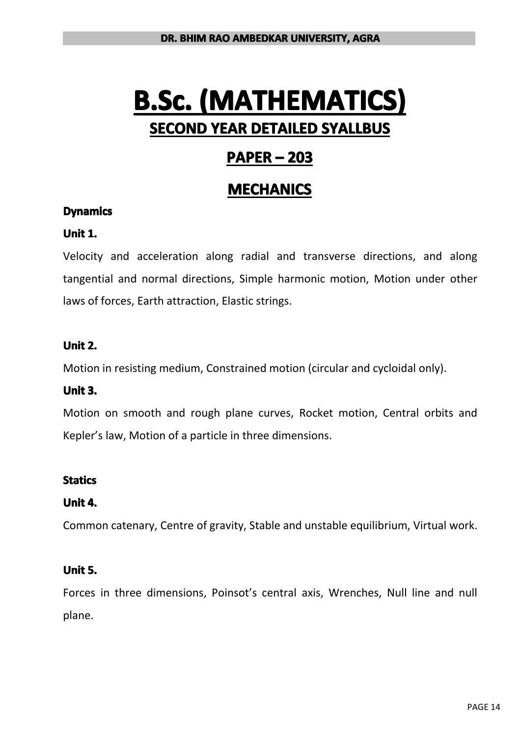# B.Sc. (MATHEMATICS)

## SECOND YEAR DETAILED SYALLBUS

## PAPER – 203

## MECHANICS

### Dynamics

**Unit 1.**

Velocity and acceleration along radial and transverse directions, and along tangential and normal directions, Simple harmonic motion, Motion under other laws of forces, Earth attraction, Elastic strings.

**Unit 2.**

Motion in resisting medium, Constrained motion (circular and cycloidal only).

**Unit 3.**

Motion on smooth and rough plane curves, Rocket motion, Central orbits and Kepler's law, Motion of a particle in three dimensions.

### Statics

**Unit 4.**

Common catenary, Centre of gravity, Stable and unstable equilibrium, Virtual work.

**Unit 5.**

Forces in three dimensions, Poinsot's central axis, Wrenches, Null line and null plane.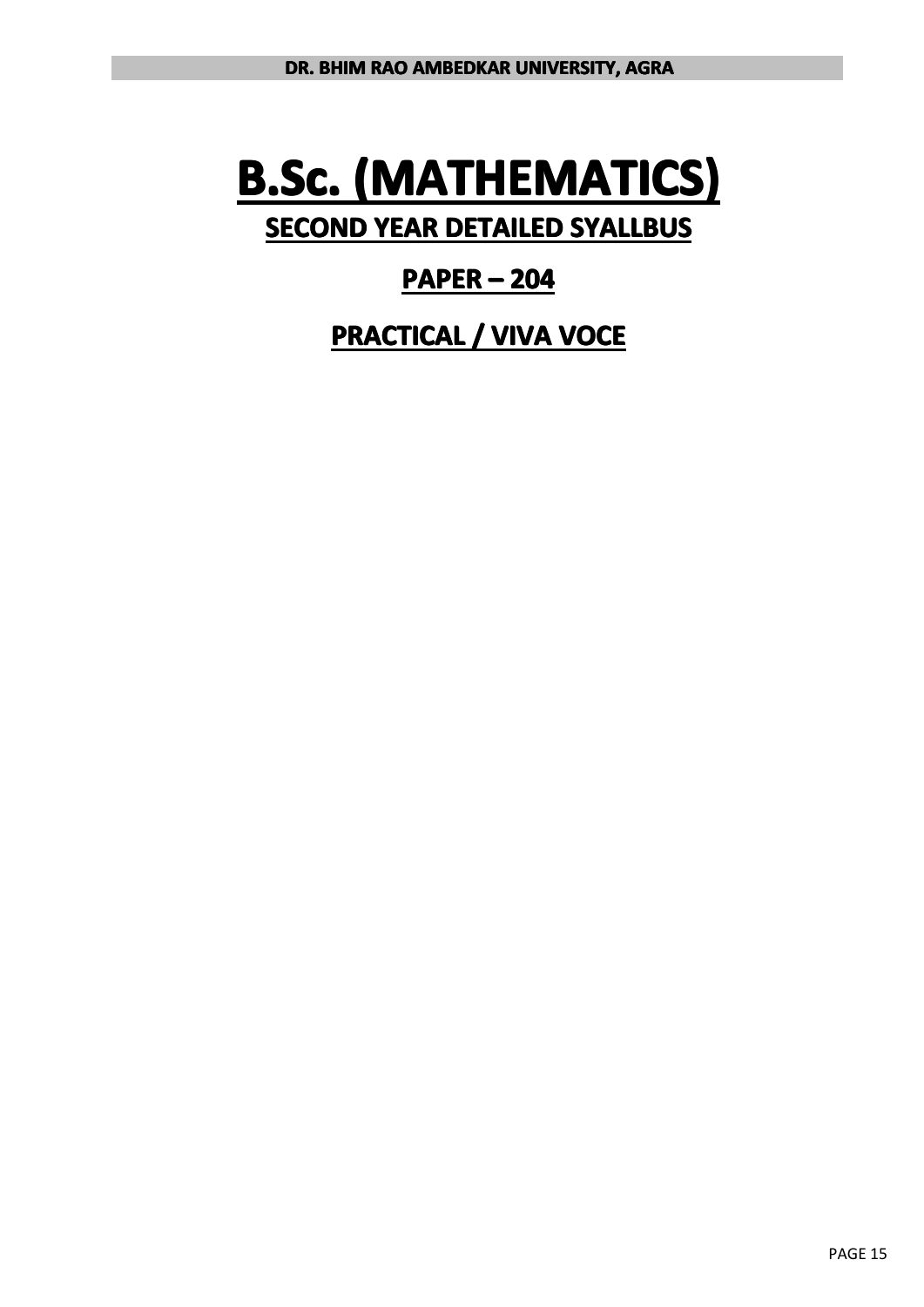# B.Sc. (MATHEMATICS)

## SECOND YEAR DETAILED SYALLBUS

## PAPER – 204

## PRACTICAL / VIVA VOCE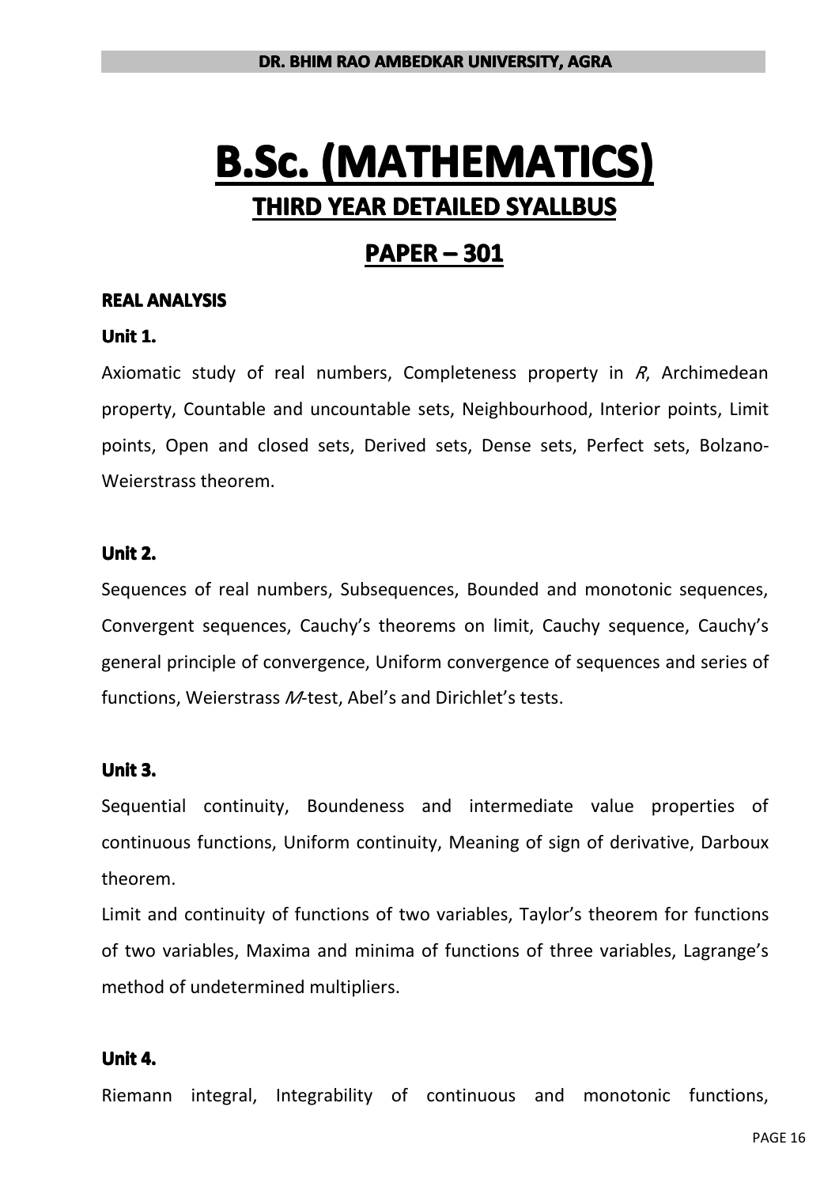# B.Sc. (MATHEMATICS)

## THIRD YEAR DETAILED SYALLBUS

## PAPER – 301

**REAL ANALYSIS**

**Unit 1.**

Axiomatic study of real numbers, Completeness property in *R*, Archimedean property, Countable and uncountable sets, Neighbourhood, Interior points, Limit points, Open and closed sets, Derived sets, Dense sets, Perfect sets, Bolzano-Weierstrass theorem.

**Unit 2.**

Sequences of real numbers, Subsequences, Bounded and monotonic sequences, Convergent sequences, Cauchy's theorems on limit, Cauchy sequence, Cauchy's general principle of convergence, Uniform convergence of sequences and series of functions, Weierstrass *M*-test, Abel's and Dirichlet's tests.

**Unit 3.**

Sequential continuity, Boundeness and intermediate value properties of continuous functions, Uniform continuity, Meaning of sign of derivative, Darboux theorem.

Limit and continuity of functions of two variables, Taylor's theorem for functions of two variables, Maxima and minima of functions of three variables, Lagrange's method of undetermined multipliers.

**Unit 4.**

Riemann integral, Integrability of continuous and monotonic functions,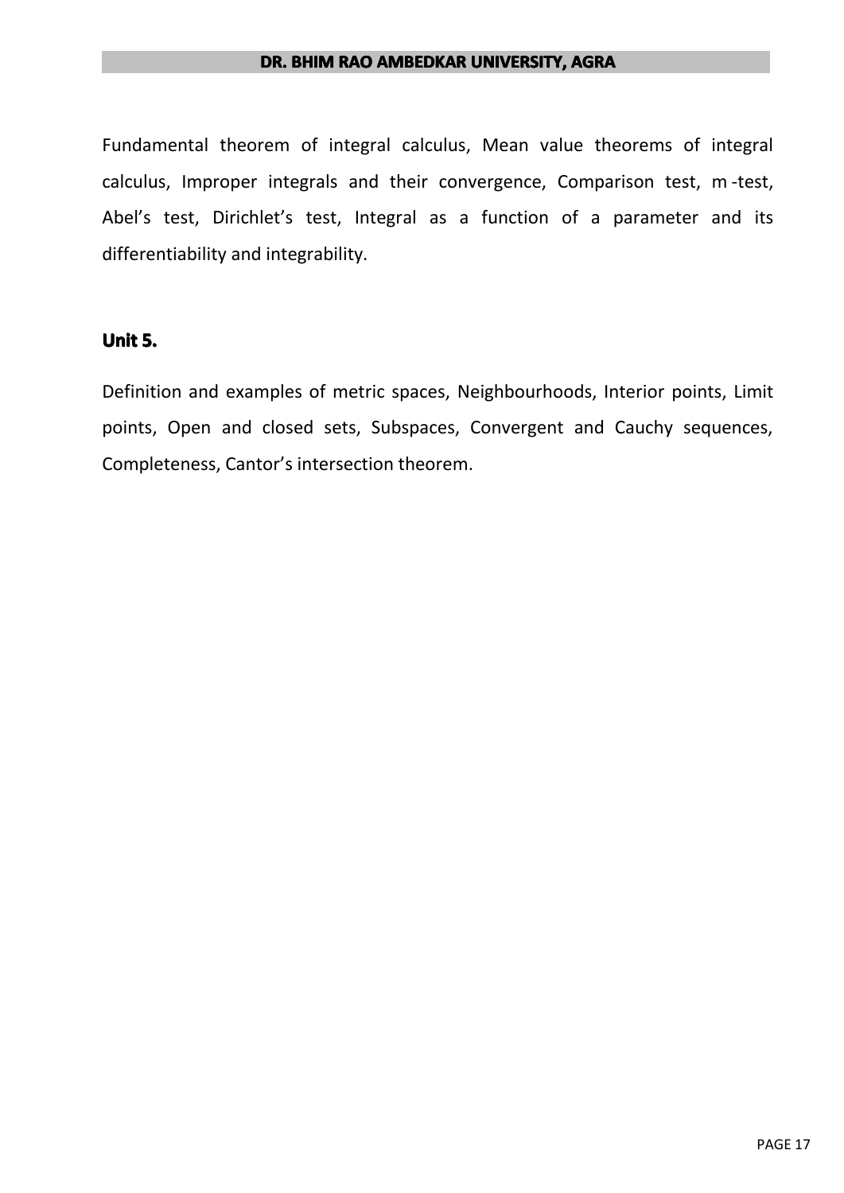Fundamental theorem of integral calculus, Mean value theorems of integral calculus, Improper integrals and their convergence, Comparison test, m -test, Abel's test, Dirichlet's test, Integral as a function of a parameter and its differentiability and integrability.

### Unit 5.

Definition and examples of metric spaces, Neighbourhoods, Interior points, Limit points, Open and closed sets, Subspaces, Convergent and Cauchy sequences, Completeness, Cantor's intersection theorem.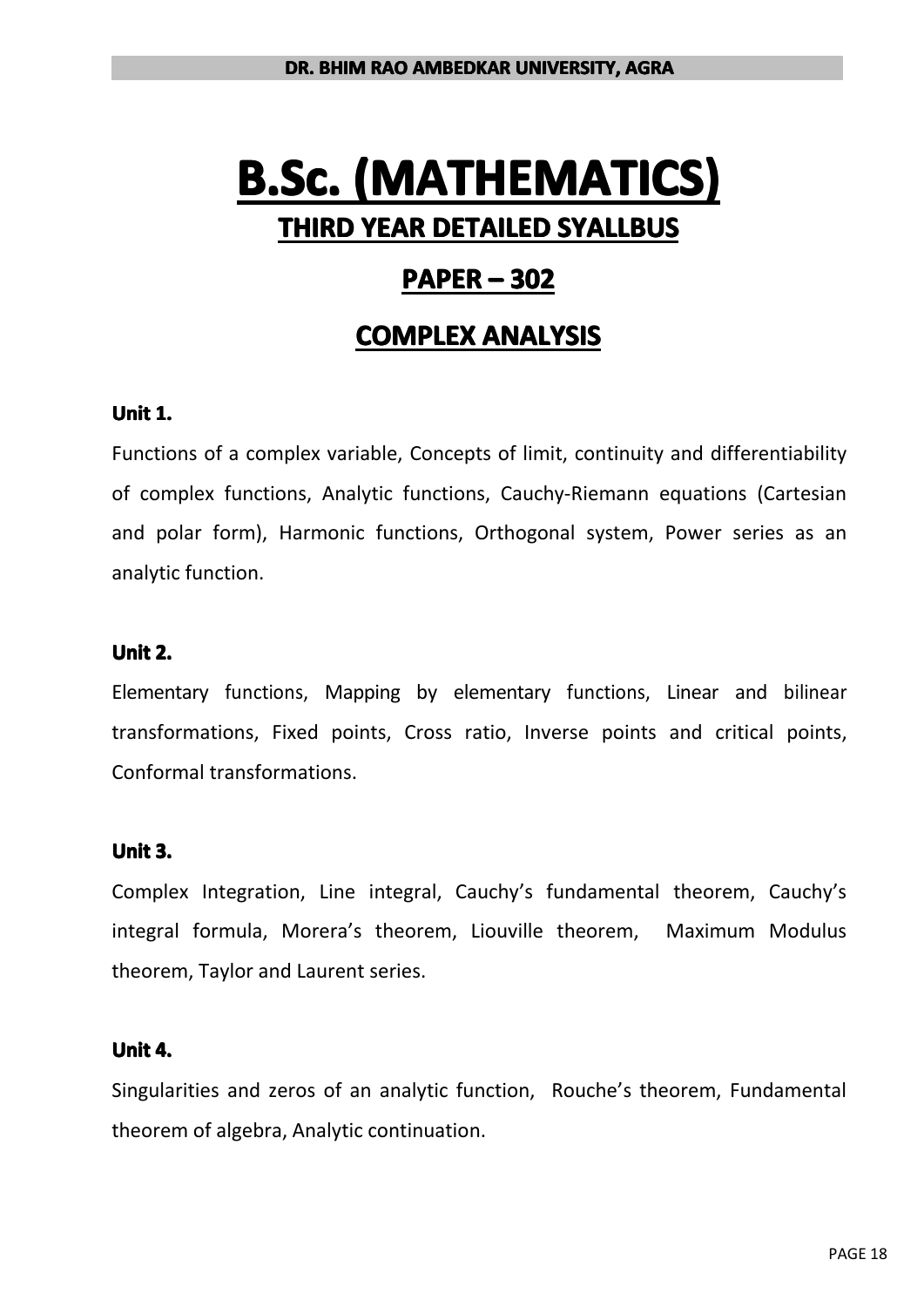# B.Sc. (MATHEMATICS)

## THIRD YEAR DETAILED SYALLBUS

## PAPER – 302

## COMPLEX ANALYSIS

**Unit 1.**

Functions of a complex variable, Concepts of limit, continuity and differentiability of complex functions, Analytic functions, Cauchy-Riemann equations (Cartesian and polar form), Harmonic functions, Orthogonal system, Power series as an analytic function.

**Unit 2.**

Elementary functions, Mapping by elementary functions, Linear and bilinear transformations, Fixed points, Cross ratio, Inverse points and critical points, Conformal transformations.

**Unit 3.**

Complex Integration, Line integral, Cauchy's fundamental theorem, Cauchy's integral formula, Morera's theorem, Liouville theorem, Maximum Modulus theorem, Taylor and Laurent series.

**Unit 4.**

Singularities and zeros of an analytic function, Rouche's theorem, Fundamental theorem of algebra, Analytic continuation.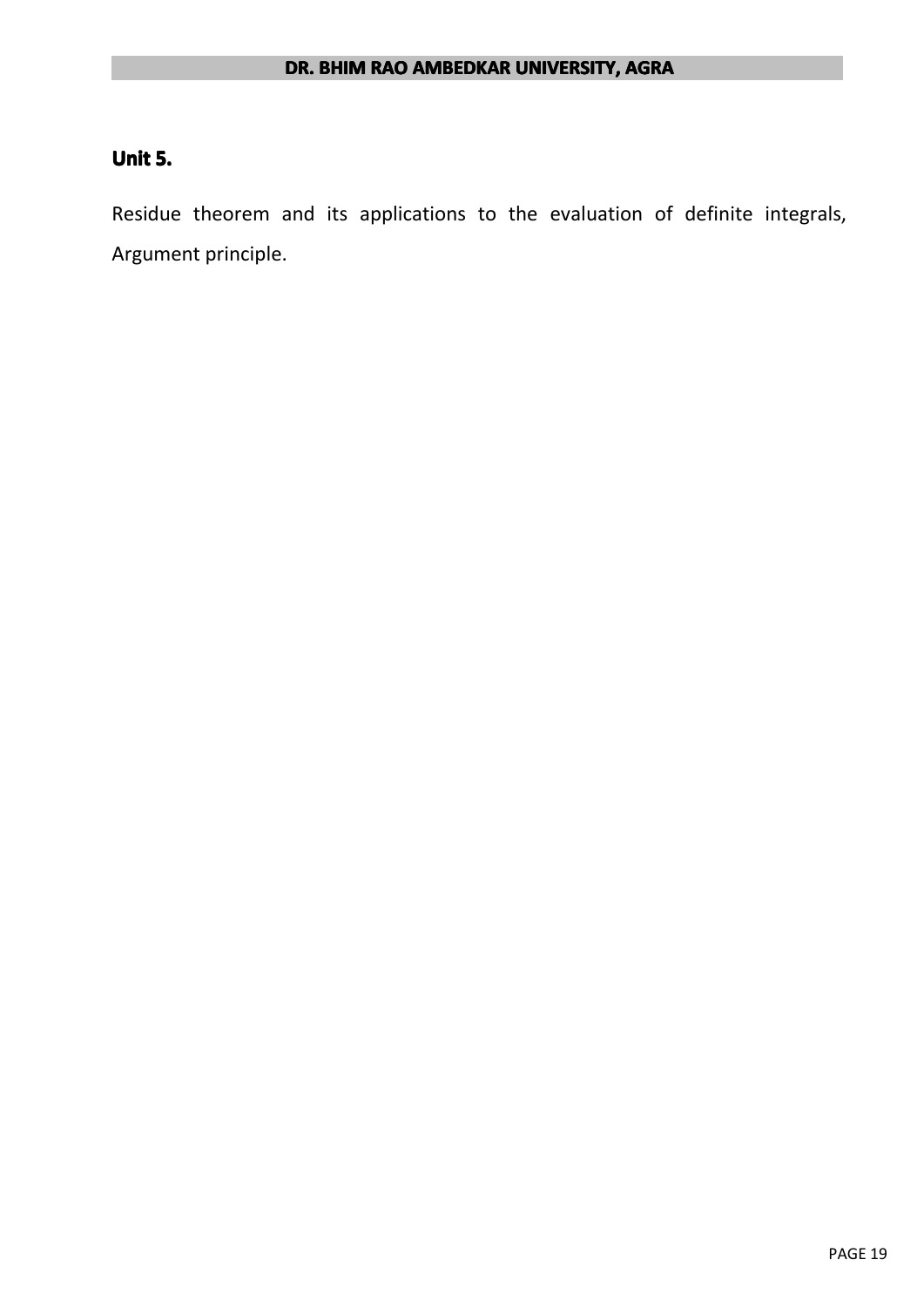## Unit 5.

Residue theorem and its applications to the evaluation of definite integrals, Argument principle.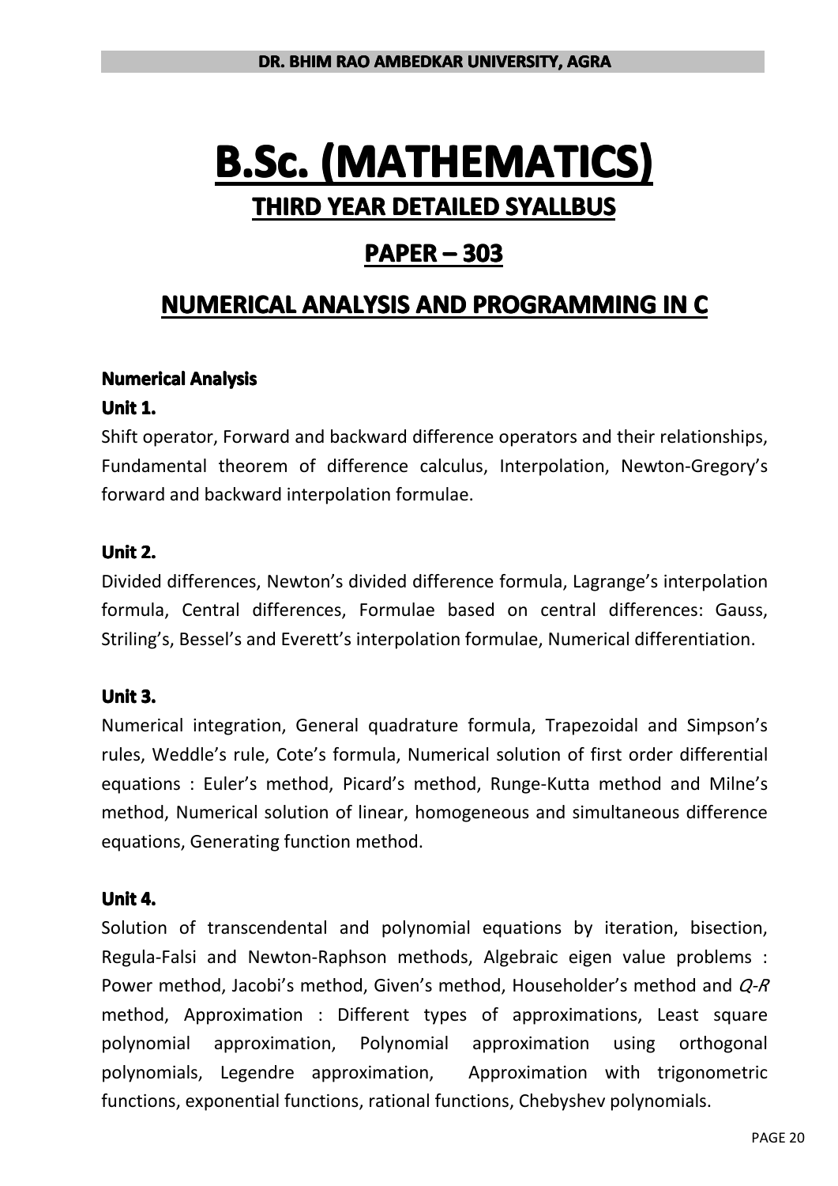# B.Sc. (MATHEMATICS)

## THIRD YEAR DETAILED SYALLBUS

## PAPER – 303

## NUMERICAL ANALYSIS AND PROGRAMMING IN C

**Numerical Analysis**

**Unit 1.**

Shift operator, Forward and backward difference operators and their relationships, Fundamental theorem of difference calculus, Interpolation, Newton-Gregory's forward and backward interpolation formulae.

**Unit 2.**

Divided differences, Newton's divided difference formula, Lagrange's interpolation formula, Central differences, Formulae based on central differences: Gauss, Striling's, Bessel's and Everett's interpolation formulae, Numerical differentiation.

**Unit 3.**

Numerical integration, General quadrature formula, Trapezoidal and Simpson's rules, Weddle's rule, Cote's formula, Numerical solution of first order differential equations : Euler's method, Picard's method, Runge-Kutta method and Milne's method, Numerical solution of linear, homogeneous and simultaneous difference equations, Generating function method.

**Unit 4.**

Solution of transcendental and polynomial equations by iteration, bisection, Regula-Falsi and Newton-Raphson methods, Algebraic eigen value problems : Power method, Jacobi's method, Given's method, Householder's method and *Q-R* method, Approximation : Different types of approximations, Least square polynomial approximation, Polynomial approximation using orthogonal polynomials, Legendre approximation, Approximation with trigonometric functions, exponential functions, rational functions, Chebyshev polynomials.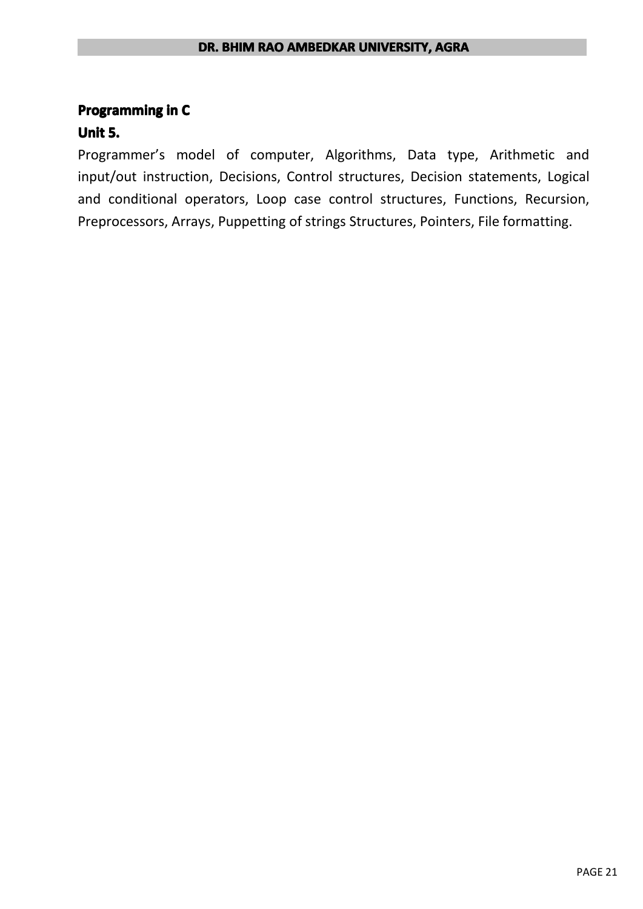**Programming in C**

**Unit 5.**

Programmer's model of computer, Algorithms, Data type, Arithmetic and input/out instruction, Decisions, Control structures, Decision statements, Logical and conditional operators, Loop case control structures, Functions, Recursion, Preprocessors, Arrays, Puppetting of strings Structures, Pointers, File formatting.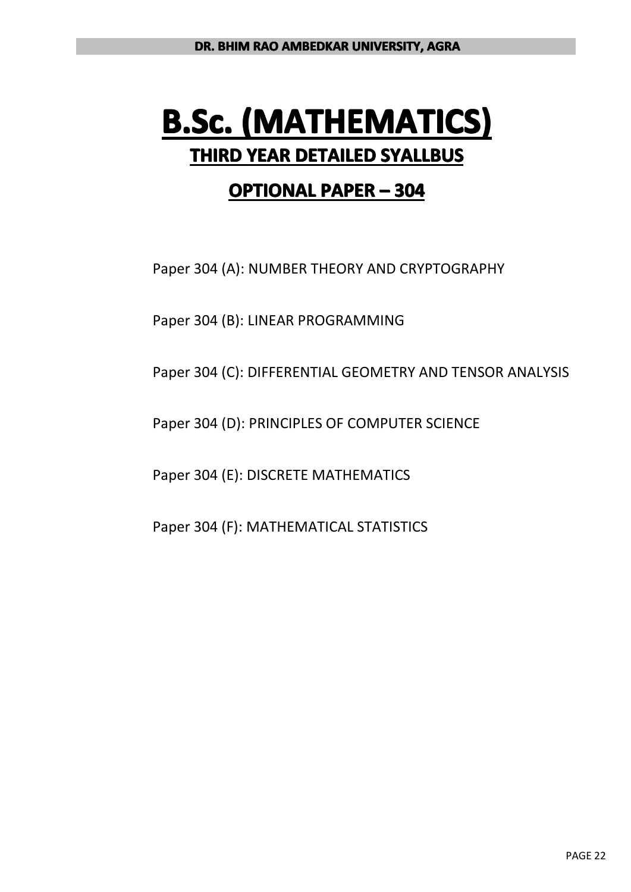# B.Sc. (MATHEMATICS)

## THIRD YEAR DETAILED SYALLBUS

## OPTIONAL PAPER – 304

Paper 304 (A): NUMBER THEORY AND CRYPTOGRAPHY

Paper 304 (B): LINEAR PROGRAMMING

Paper 304 (C): DIFFERENTIAL GEOMETRY AND TENSOR ANALYSIS

Paper 304 (D): PRINCIPLES OF COMPUTER SCIENCE

Paper 304 (E): DISCRETE MATHEMATICS

Paper 304 (F): MATHEMATICAL STATISTICS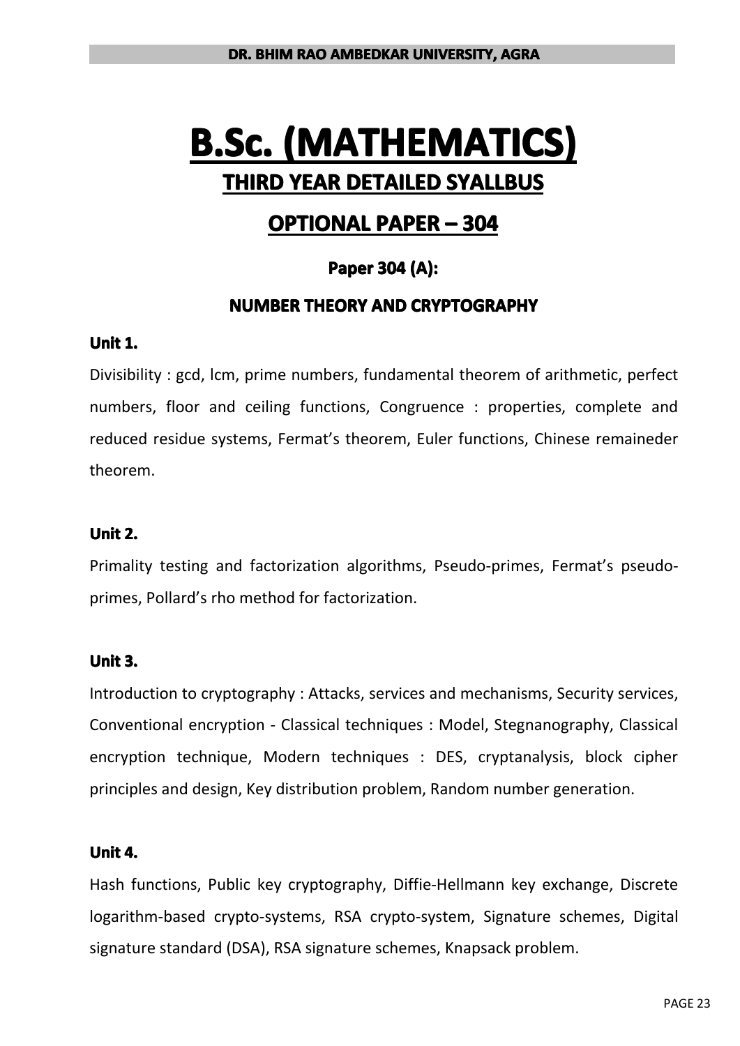# B.Sc. (MATHEMATICS)

## THIRD YEAR DETAILED SYALLBUS

## OPTIONAL PAPER – 304

### Paper 304 (A):

### NUMBER THEORY AND CRYPTOGRAPHY

**Unit 1.**

Divisibility : gcd, lcm, prime numbers, fundamental theorem of arithmetic, perfect numbers, floor and ceiling functions, Congruence : properties, complete and reduced residue systems, Fermat's theorem, Euler functions, Chinese remaineder theorem.

**Unit 2.**

Primality testing and factorization algorithms, Pseudo-primes, Fermat's pseudo-primes, Pollard's rho method for factorization.

**Unit 3.**

Introduction to cryptography : Attacks, services and mechanisms, Security services, Conventional encryption - Classical techniques : Model, Stegnanography, Classical encryption technique, Modern techniques : DES, cryptanalysis, block cipher principles and design, Key distribution problem, Random number generation.

**Unit 4.**

Hash functions, Public key cryptography, Diffie-Hellmann key exchange, Discrete logarithm-based crypto-systems, RSA crypto-system, Signature schemes, Digital signature standard (DSA), RSA signature schemes, Knapsack problem.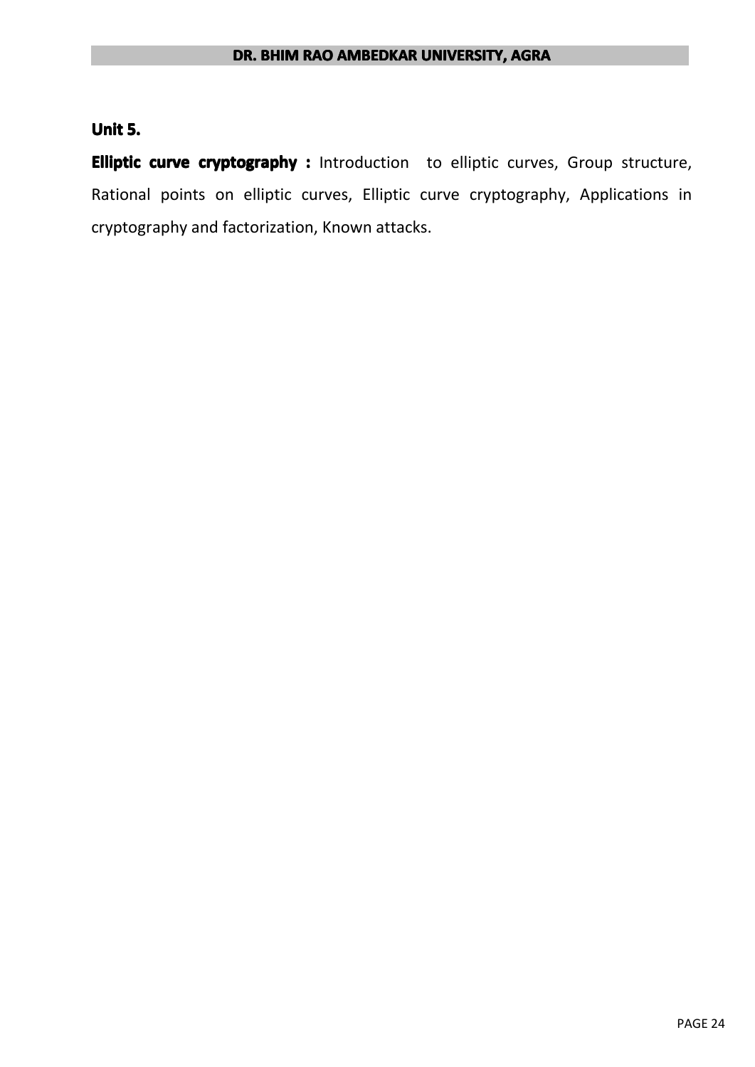**Unit 5.**

**Elliptic curve cryptography :** Introduction to elliptic curves, Group structure, Rational points on elliptic curves, Elliptic curve cryptography, Applications in cryptography and factorization, Known attacks.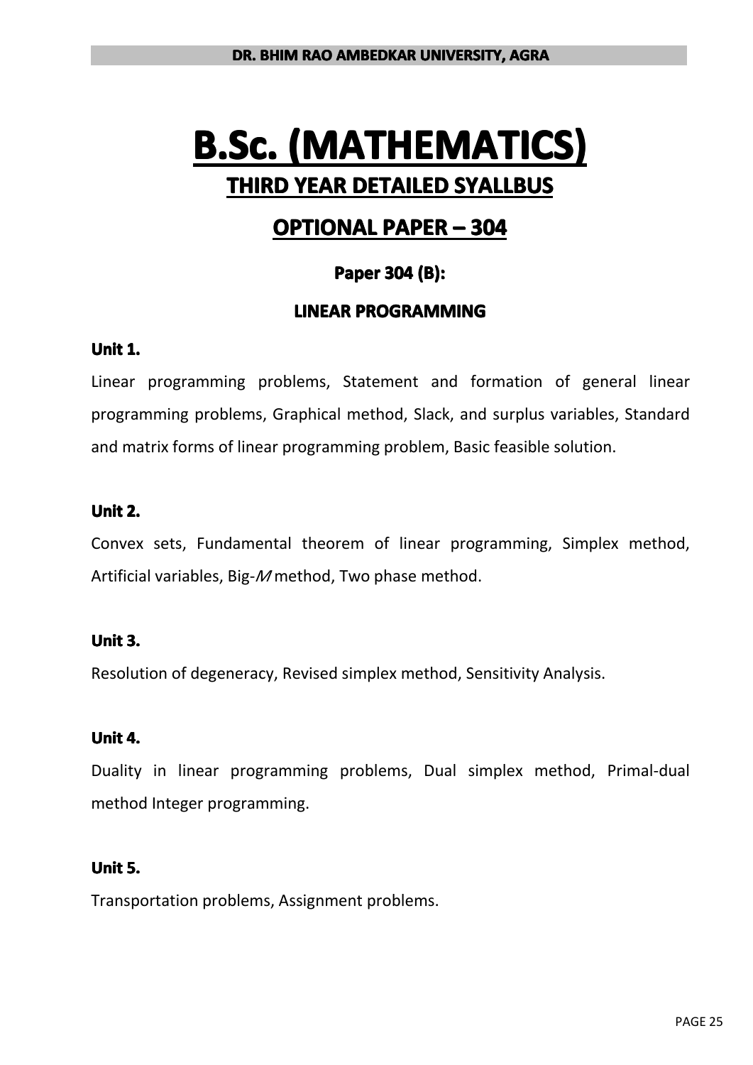# B.Sc. (MATHEMATICS)

## THIRD YEAR DETAILED SYALLBUS

## OPTIONAL PAPER – 304

### Paper 304 (B):

### LINEAR PROGRAMMING

**Unit 1.**

Linear programming problems, Statement and formation of general linear programming problems, Graphical method, Slack, and surplus variables, Standard and matrix forms of linear programming problem, Basic feasible solution.

**Unit 2.**

Convex sets, Fundamental theorem of linear programming, Simplex method, Artificial variables, Big-$M$ method, Two phase method.

**Unit 3.**

Resolution of degeneracy, Revised simplex method, Sensitivity Analysis.

**Unit 4.**

Duality in linear programming problems, Dual simplex method, Primal-dual method Integer programming.

**Unit 5.**

Transportation problems, Assignment problems.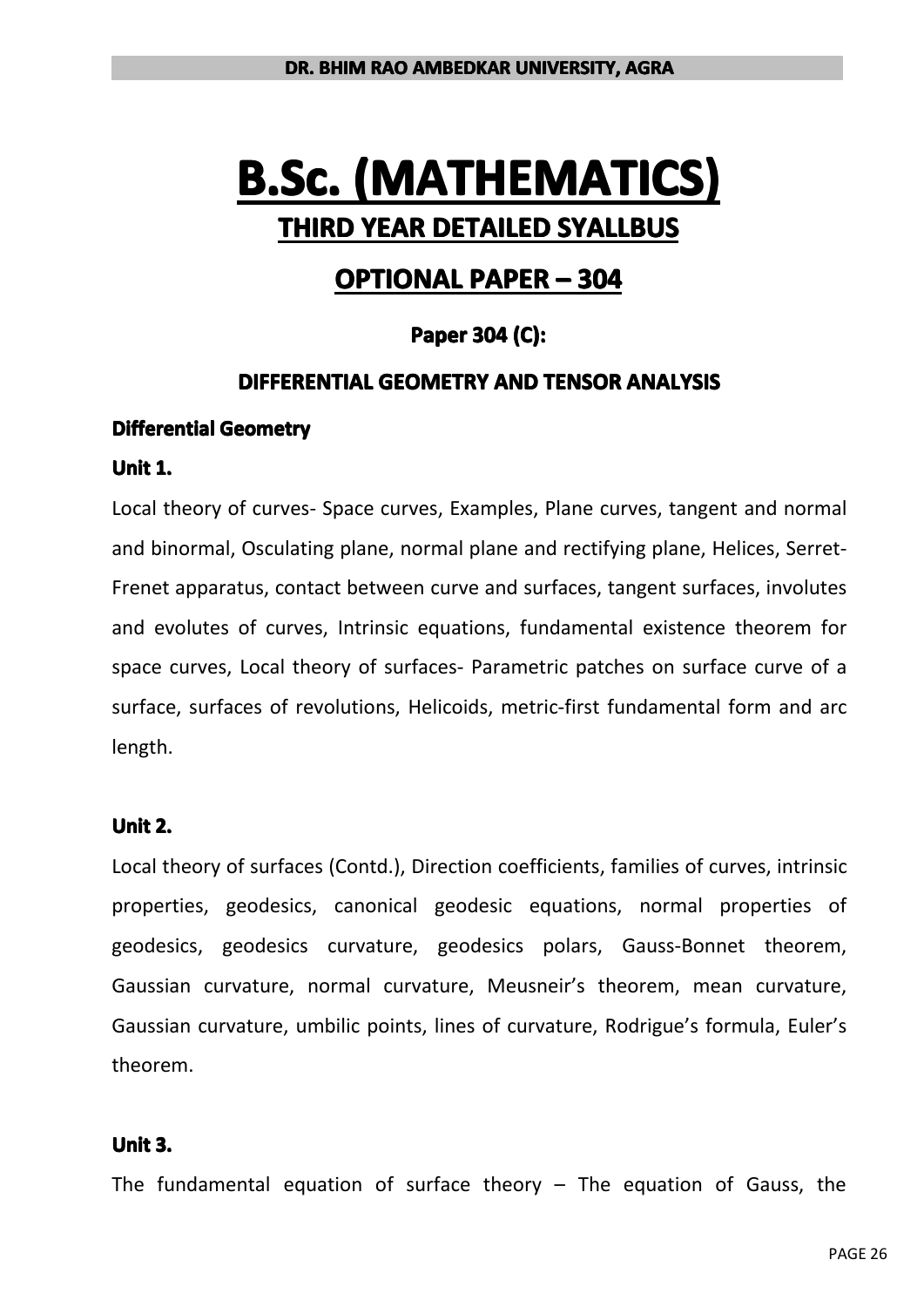# B.Sc. (MATHEMATICS)

## THIRD YEAR DETAILED SYALLBUS

## OPTIONAL PAPER – 304

### Paper 304 (C):

### DIFFERENTIAL GEOMETRY AND TENSOR ANALYSIS

**Differential Geometry**

**Unit 1.**

Local theory of curves- Space curves, Examples, Plane curves, tangent and normal and binormal, Osculating plane, normal plane and rectifying plane, Helices, Serret-Frenet apparatus, contact between curve and surfaces, tangent surfaces, involutes and evolutes of curves, Intrinsic equations, fundamental existence theorem for space curves, Local theory of surfaces- Parametric patches on surface curve of a surface, surfaces of revolutions, Helicoids, metric-first fundamental form and arc length.

**Unit 2.**

Local theory of surfaces (Contd.), Direction coefficients, families of curves, intrinsic properties, geodesics, canonical geodesic equations, normal properties of geodesics, geodesics curvature, geodesics polars, Gauss-Bonnet theorem, Gaussian curvature, normal curvature, Meusneir's theorem, mean curvature, Gaussian curvature, umbilic points, lines of curvature, Rodrigue's formula, Euler's theorem.

**Unit 3.**

The fundamental equation of surface theory – The equation of Gauss, the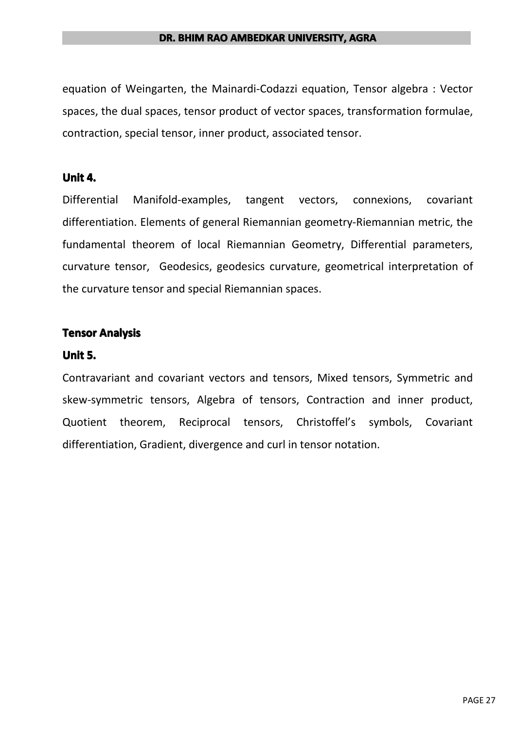equation of Weingarten, the Mainardi-Codazzi equation, Tensor algebra : Vector spaces, the dual spaces, tensor product of vector spaces, transformation formulae, contraction, special tensor, inner product, associated tensor.

**Unit 4.**

Differential Manifold-examples, tangent vectors, connexions, covariant differentiation. Elements of general Riemannian geometry-Riemannian metric, the fundamental theorem of local Riemannian Geometry, Differential parameters, curvature tensor, Geodesics, geodesics curvature, geometrical interpretation of the curvature tensor and special Riemannian spaces.

**Tensor Analysis**

**Unit 5.**

Contravariant and covariant vectors and tensors, Mixed tensors, Symmetric and skew-symmetric tensors, Algebra of tensors, Contraction and inner product, Quotient theorem, Reciprocal tensors, Christoffel's symbols, Covariant differentiation, Gradient, divergence and curl in tensor notation.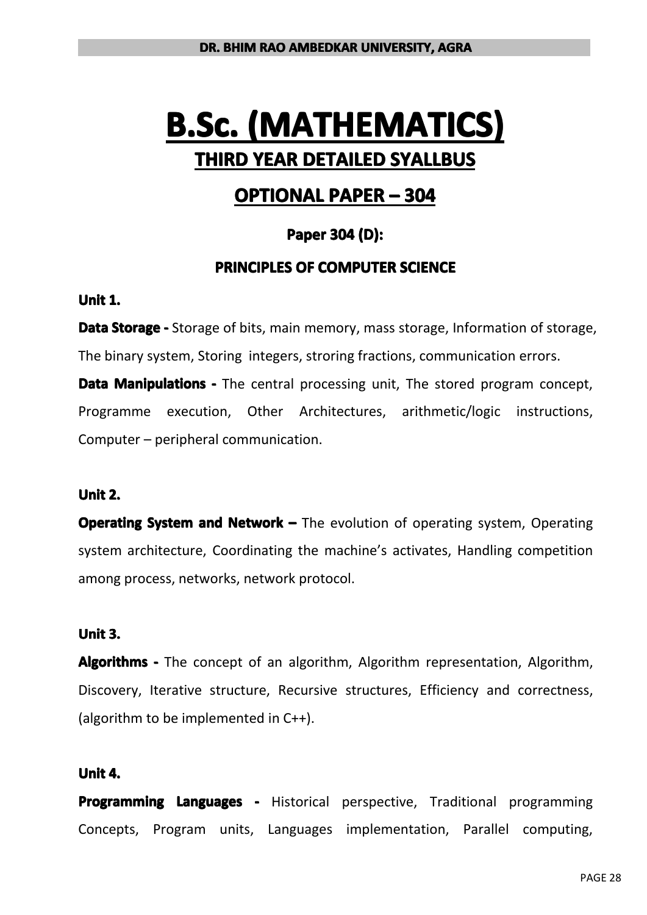# B.Sc. (MATHEMATICS)

## THIRD YEAR DETAILED SYALLBUS

## OPTIONAL PAPER – 304

### Paper 304 (D):

### PRINCIPLES OF COMPUTER SCIENCE

**Unit 1.**

**Data Storage -** Storage of bits, main memory, mass storage, Information of storage, The binary system, Storing integers, stroring fractions, communication errors.

**Data Manipulations -** The central processing unit, The stored program concept, Programme execution, Other Architectures, arithmetic/logic instructions, Computer – peripheral communication.

**Unit 2.**

**Operating System and Network –** The evolution of operating system, Operating system architecture, Coordinating the machine's activates, Handling competition among process, networks, network protocol.

**Unit 3.**

**Algorithms -** The concept of an algorithm, Algorithm representation, Algorithm, Discovery, Iterative structure, Recursive structures, Efficiency and correctness, (algorithm to be implemented in C++).

**Unit 4.**

**Programming Languages -** Historical perspective, Traditional programming Concepts, Program units, Languages implementation, Parallel computing,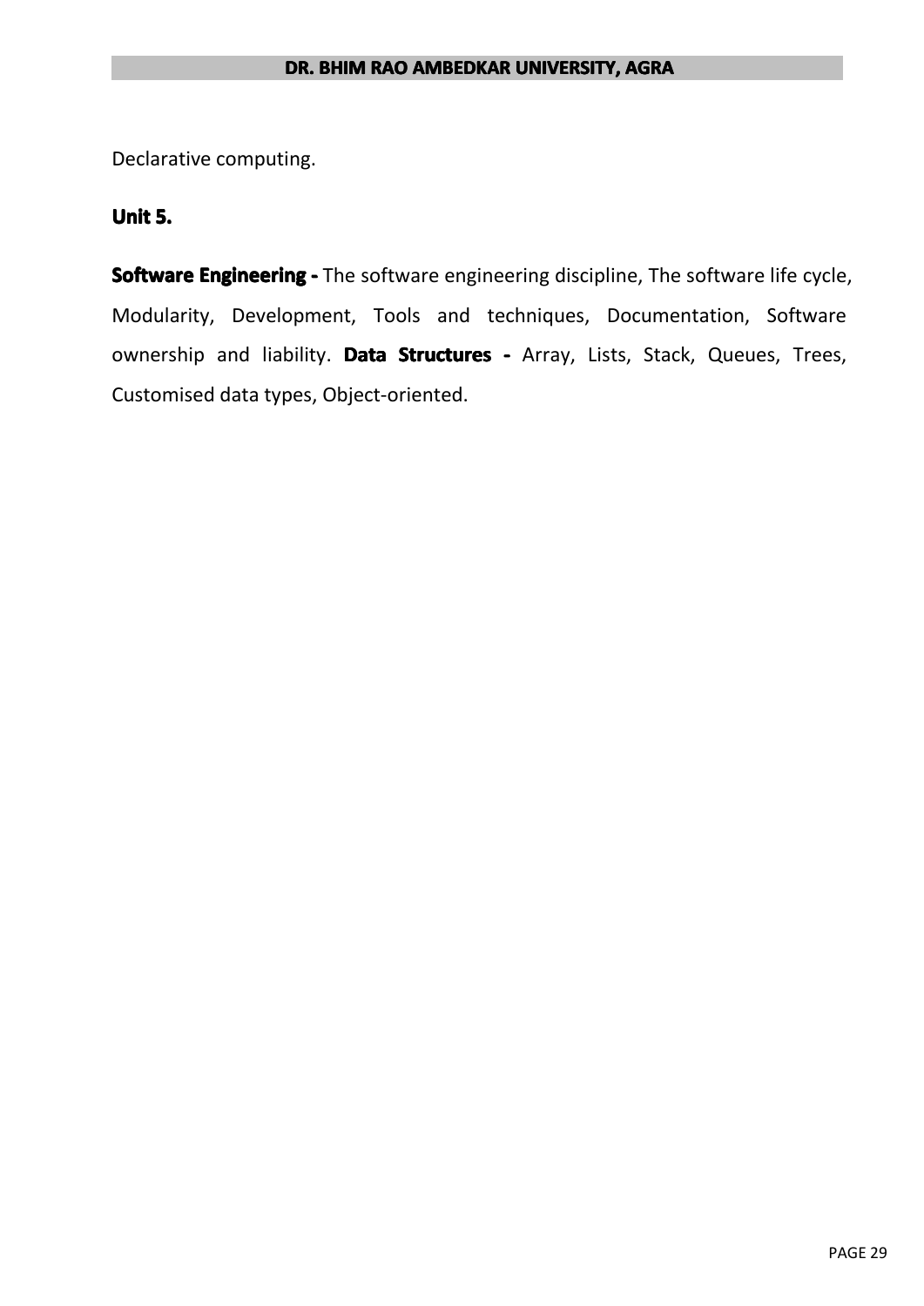Declarative computing.

**Unit 5.**

**Software Engineering -** The software engineering discipline, The software life cycle, Modularity, Development, Tools and techniques, Documentation, Software ownership and liability. **Data Structures -** Array, Lists, Stack, Queues, Trees, Customised data types, Object-oriented.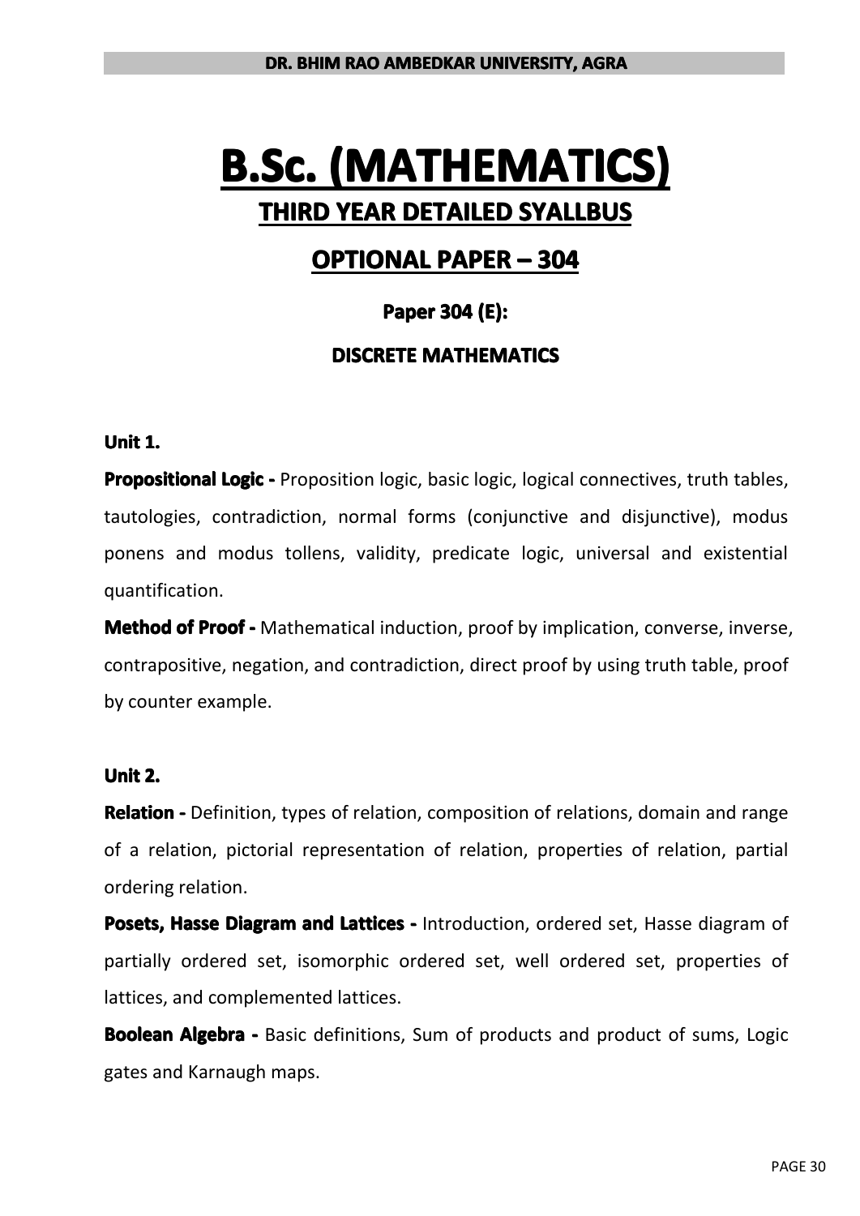# B.Sc. (MATHEMATICS)

## THIRD YEAR DETAILED SYALLBUS

## OPTIONAL PAPER – 304

### Paper 304 (E):

### DISCRETE MATHEMATICS

**Unit 1.**

**Propositional Logic -** Proposition logic, basic logic, logical connectives, truth tables, tautologies, contradiction, normal forms (conjunctive and disjunctive), modus ponens and modus tollens, validity, predicate logic, universal and existential quantification.

**Method of Proof -** Mathematical induction, proof by implication, converse, inverse, contrapositive, negation, and contradiction, direct proof by using truth table, proof by counter example.

**Unit 2.**

**Relation -** Definition, types of relation, composition of relations, domain and range of a relation, pictorial representation of relation, properties of relation, partial ordering relation.

**Posets, Hasse Diagram and Lattices -** Introduction, ordered set, Hasse diagram of partially ordered set, isomorphic ordered set, well ordered set, properties of lattices, and complemented lattices.

**Boolean Algebra -** Basic definitions, Sum of products and product of sums, Logic gates and Karnaugh maps.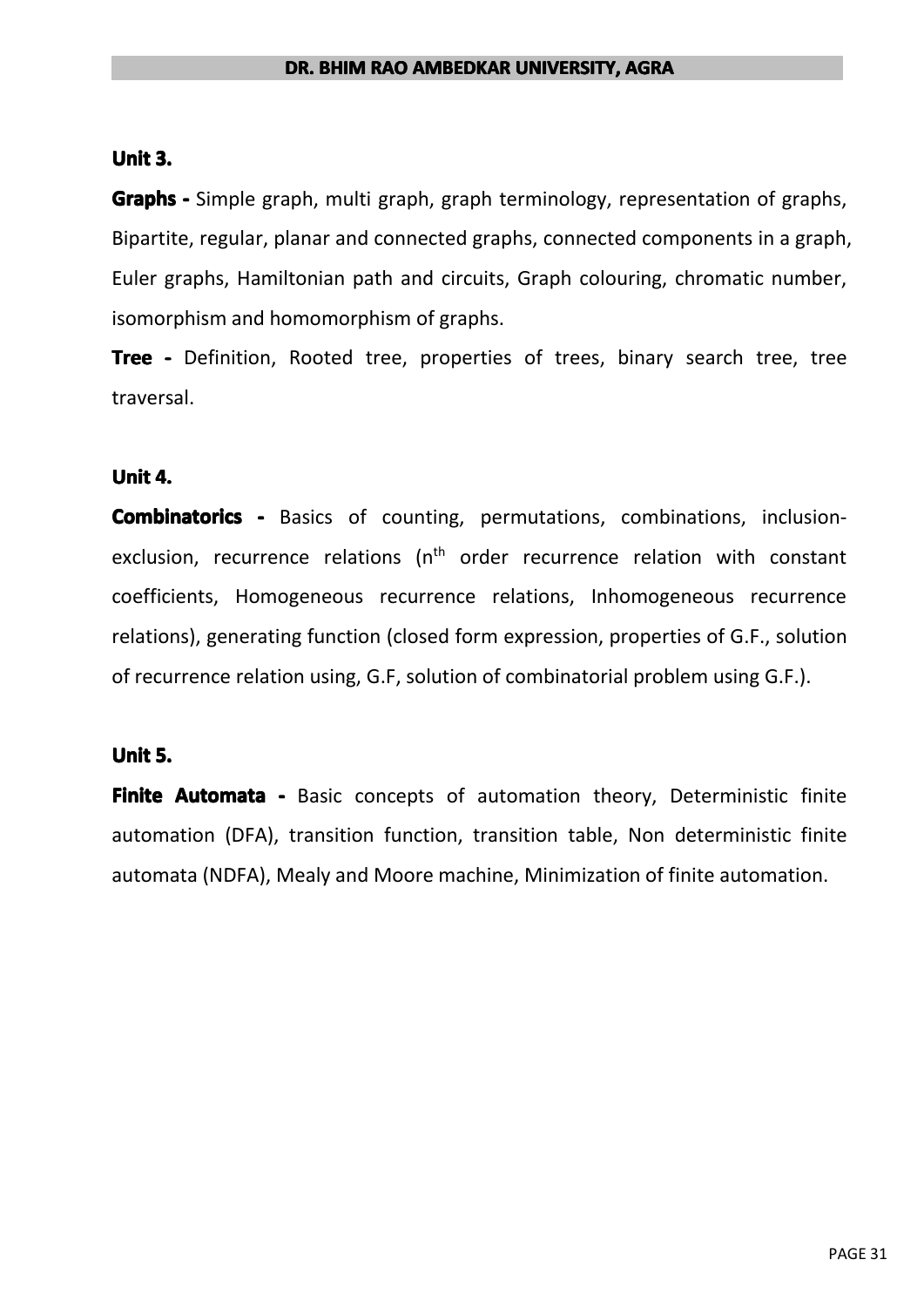### Unit 3.

**Graphs -** Simple graph, multi graph, graph terminology, representation of graphs, Bipartite, regular, planar and connected graphs, connected components in a graph, Euler graphs, Hamiltonian path and circuits, Graph colouring, chromatic number, isomorphism and homomorphism of graphs.

**Tree -** Definition, Rooted tree, properties of trees, binary search tree, tree traversal.

### Unit 4.

**Combinatorics -** Basics of counting, permutations, combinations, inclusion-exclusion, recurrence relations ($n^{th}$ order recurrence relation with constant coefficients, Homogeneous recurrence relations, Inhomogeneous recurrence relations), generating function (closed form expression, properties of G.F., solution of recurrence relation using, G.F, solution of combinatorial problem using G.F.).

### Unit 5.

**Finite Automata -** Basic concepts of automation theory, Deterministic finite automation (DFA), transition function, transition table, Non deterministic finite automata (NDFA), Mealy and Moore machine, Minimization of finite automation.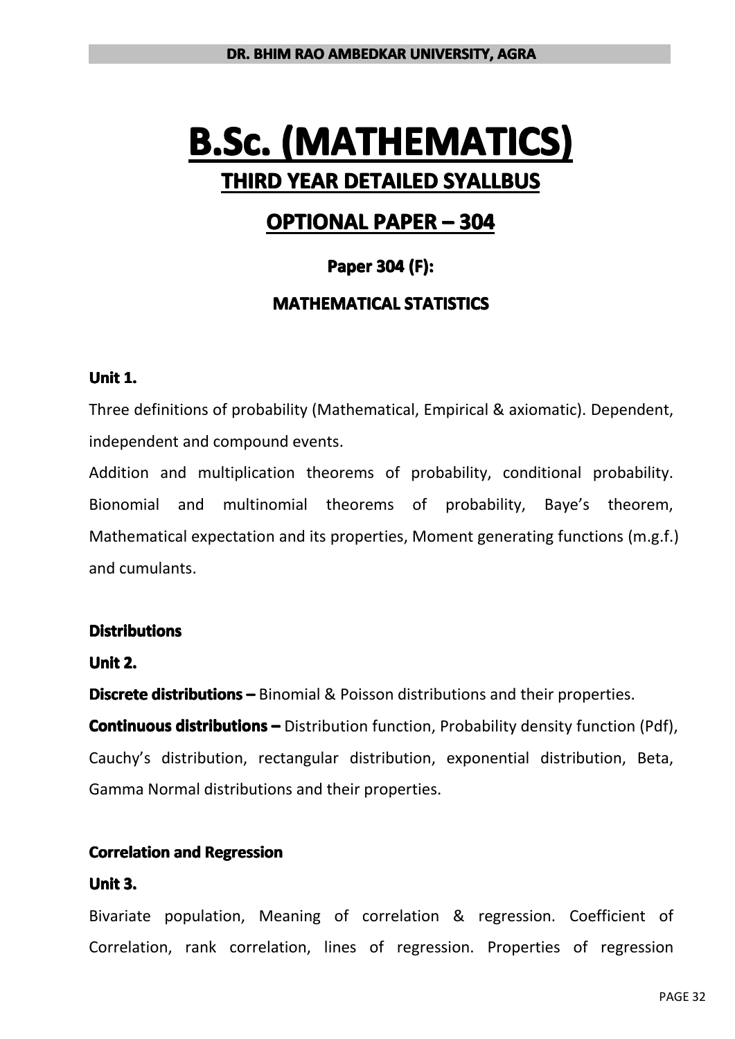# B.Sc. (MATHEMATICS)

## THIRD YEAR DETAILED SYALLBUS

## OPTIONAL PAPER – 304

### Paper 304 (F):

### MATHEMATICAL STATISTICS

**Unit 1.**

Three definitions of probability (Mathematical, Empirical & axiomatic). Dependent, independent and compound events.

Addition and multiplication theorems of probability, conditional probability. Bionomial and multinomial theorems of probability, Baye's theorem, Mathematical expectation and its properties, Moment generating functions (m.g.f.) and cumulants.

**Distributions**

**Unit 2.**

**Discrete distributions –** Binomial & Poisson distributions and their properties.

**Continuous distributions –** Distribution function, Probability density function (Pdf), Cauchy's distribution, rectangular distribution, exponential distribution, Beta, Gamma Normal distributions and their properties.

**Correlation and Regression**

**Unit 3.**

Bivariate population, Meaning of correlation & regression. Coefficient of Correlation, rank correlation, lines of regression. Properties of regression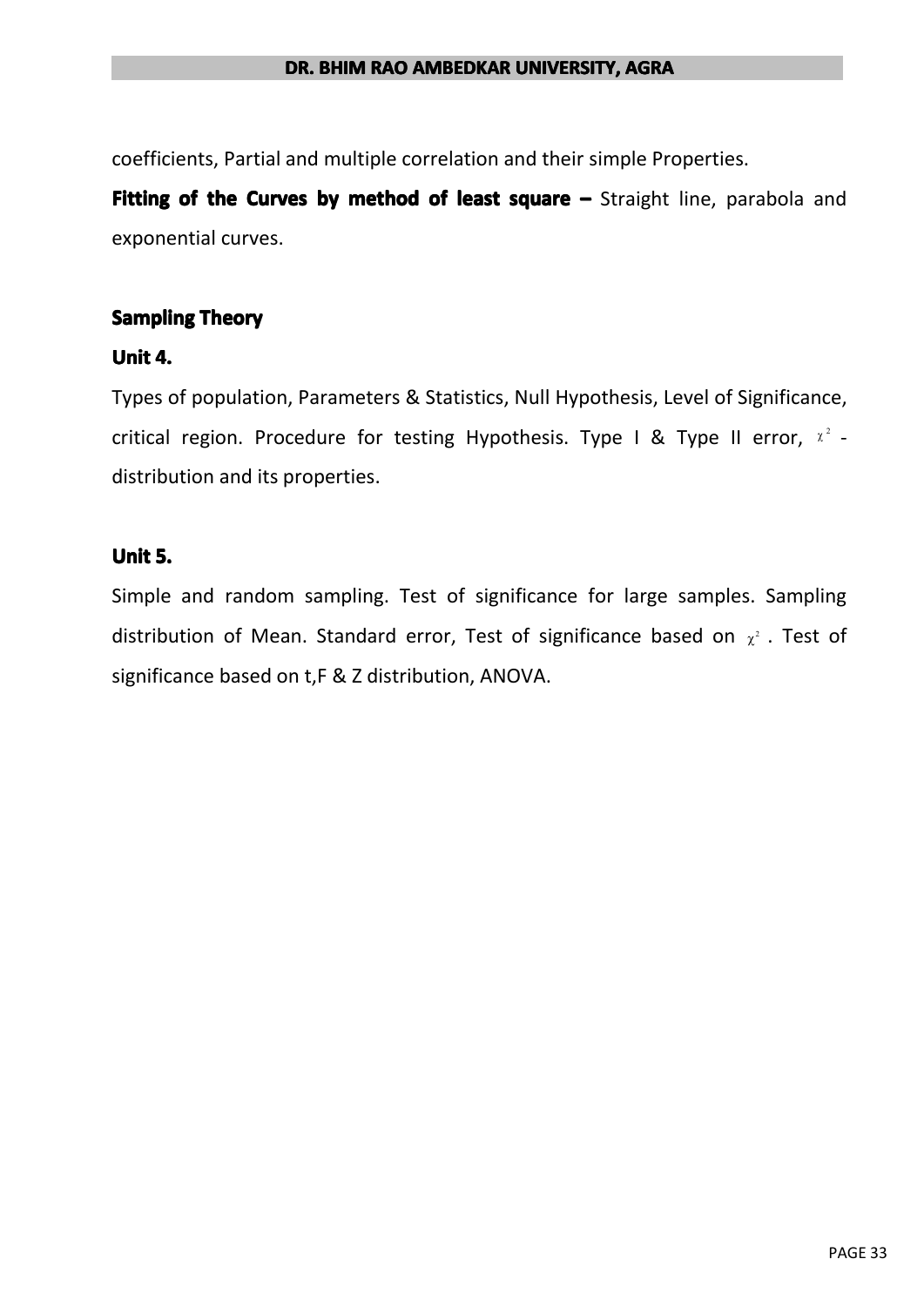coefficients, Partial and multiple correlation and their simple Properties.

**Fitting of the Curves by method of least square –** Straight line, parabola and exponential curves.

## Sampling Theory

### Unit 4.

Types of population, Parameters & Statistics, Null Hypothesis, Level of Significance, critical region. Procedure for testing Hypothesis. Type I & Type II error, $\chi^2$ - distribution and its properties.

### Unit 5.

Simple and random sampling. Test of significance for large samples. Sampling distribution of Mean. Standard error, Test of significance based on $\chi^2$. Test of significance based on t,F & Z distribution, ANOVA.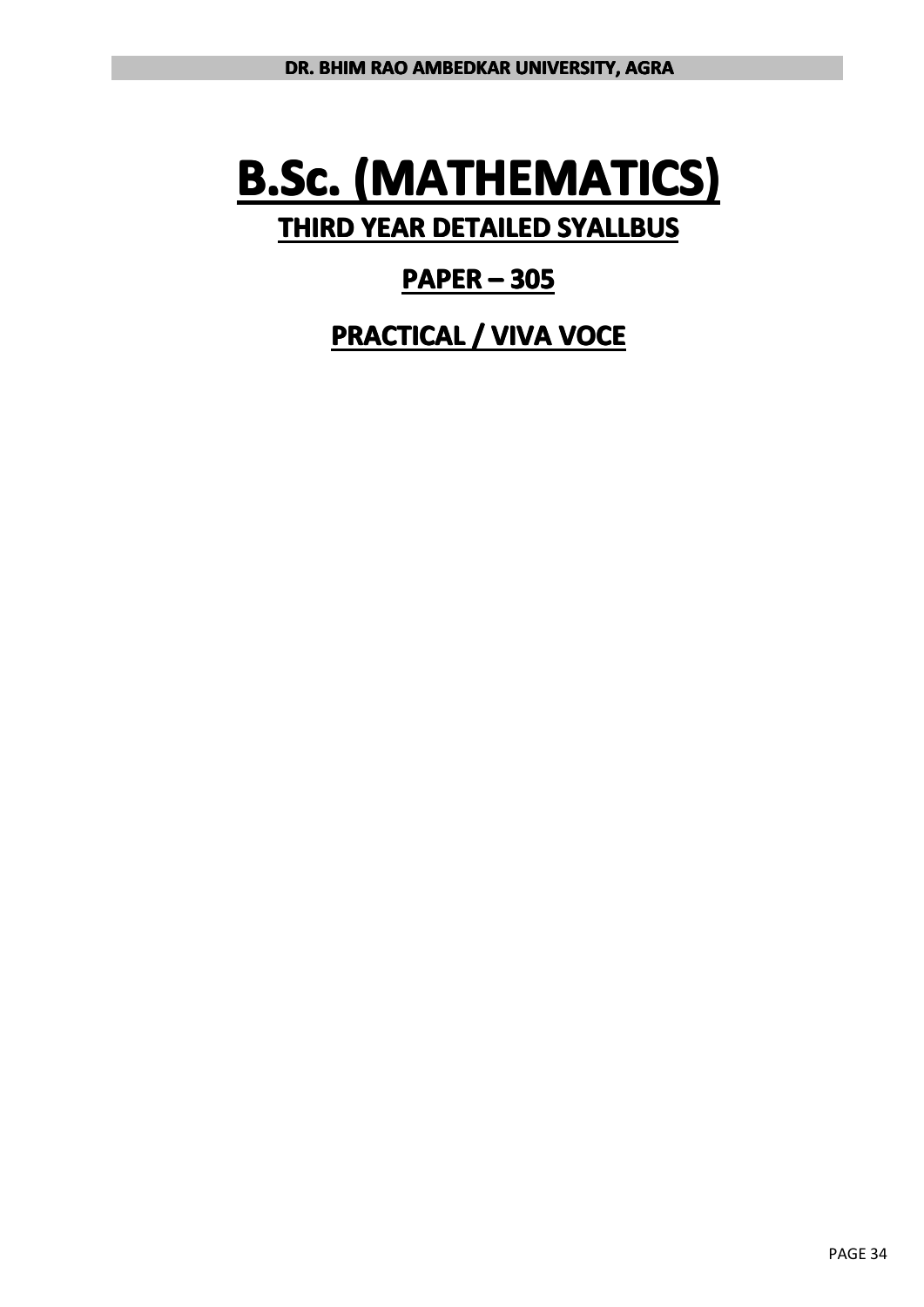# B.Sc. (MATHEMATICS)

## THIRD YEAR DETAILED SYALLBUS

## PAPER – 305

## PRACTICAL / VIVA VOCE